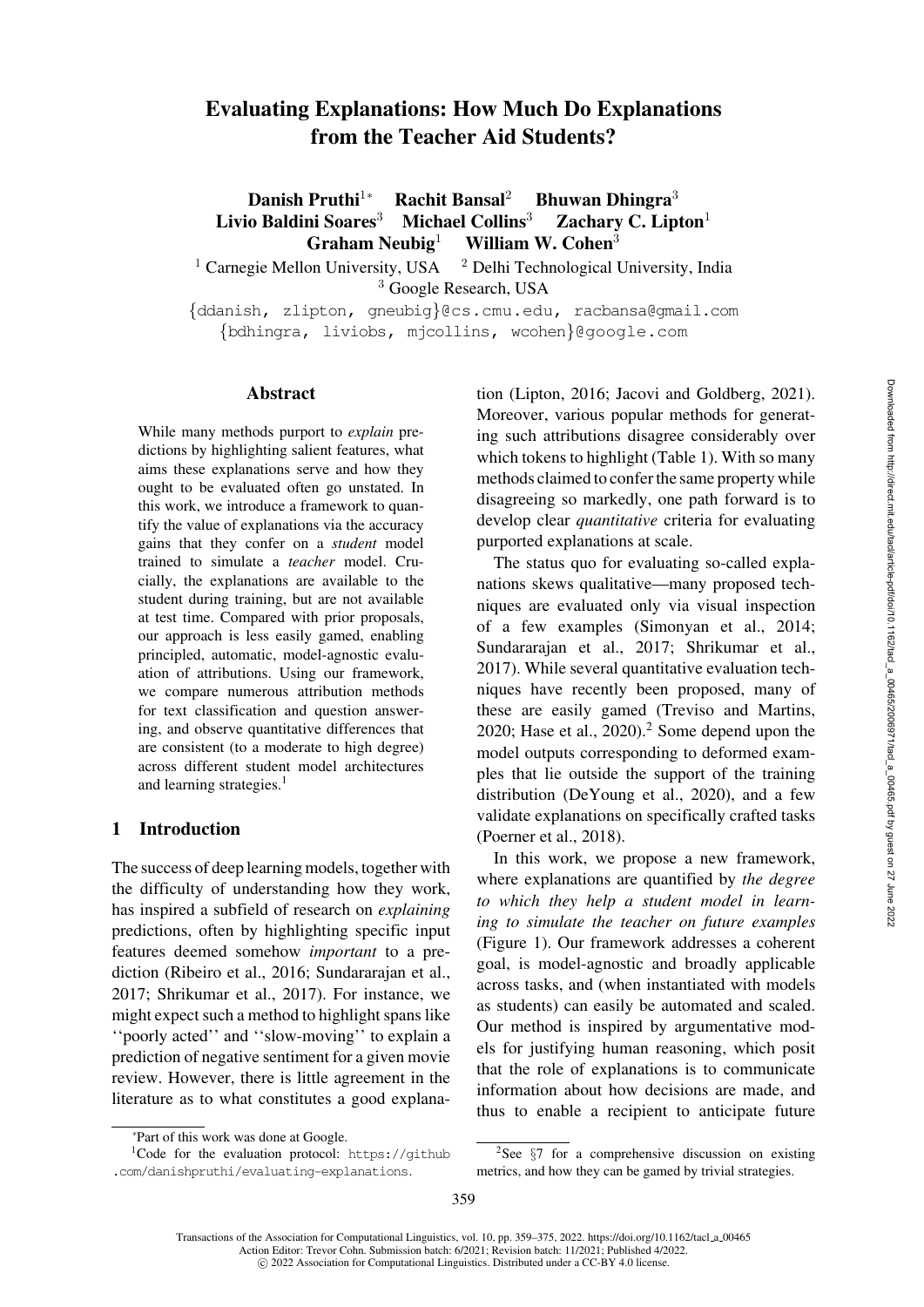# Evaluating Explanations: How Much Do Explanations from the Teacher Aid Students?

**Danish Pruthi**[1*] **Rachit Bansal**[2] **Bhuwan Dhingra**[3]
**Livio Baldini Soares**[3] **Michael Collins**[3] **Zachary C. Lipton**[1]
**Graham Neubig**[1] **William W. Cohen**[3]

[1] Carnegie Mellon University, USA [2] Delhi Technological University, India
[3] Google Research, USA

{ddanish, zlipton, gneubig}@cs.cmu.edu, racbansa@gmail.com
{bdhingra, liviobs, mjcollins, wcohen}@google.com

## Abstract

While many methods purport to *explain* predictions by highlighting salient features, what aims these explanations serve and how they ought to be evaluated often go unstated. In this work, we introduce a framework to quantify the value of explanations via the accuracy gains that they confer on a *student* model trained to simulate a *teacher* model. Crucially, the explanations are available to the student during training, but are not available at test time. Compared with prior proposals, our approach is less easily gamed, enabling principled, automatic, model-agnostic evaluation of attributions. Using our framework, we compare numerous attribution methods for text classification and question answering, and observe quantitative differences that are consistent (to a moderate to high degree) across different student model architectures and learning strategies.[1]

## 1 Introduction

The success of deep learning models, together with the difficulty of understanding how they work, has inspired a subfield of research on *explaining* predictions, often by highlighting specific input features deemed somehow *important* to a prediction (Ribeiro et al., 2016; Sundararajan et al., 2017; Shrikumar et al., 2017). For instance, we might expect such a method to highlight spans like ''poorly acted'' and ''slow-moving'' to explain a prediction of negative sentiment for a given movie review. However, there is little agreement in the literature as to what constitutes a good explanation (Lipton, 2016; Jacovi and Goldberg, 2021). Moreover, various popular methods for generating such attributions disagree considerably over which tokens to highlight (Table 1). With so many methods claimed to confer the same property while disagreeing so markedly, one path forward is to develop clear *quantitative* criteria for evaluating purported explanations at scale.

The status quo for evaluating so-called explanations skews qualitative—many proposed techniques are evaluated only via visual inspection of a few examples (Simonyan et al., 2014; Sundararajan et al., 2017; Shrikumar et al., 2017). While several quantitative evaluation techniques have recently been proposed, many of these are easily gamed (Treviso and Martins, 2020; Hase et al., 2020).[2] Some depend upon the model outputs corresponding to deformed examples that lie outside the support of the training distribution (DeYoung et al., 2020), and a few validate explanations on specifically crafted tasks (Poerner et al., 2018).

In this work, we propose a new framework, where explanations are quantified by *the degree to which they help a student model in learning to simulate the teacher on future examples* (Figure 1). Our framework addresses a coherent goal, is model-agnostic and broadly applicable across tasks, and (when instantiated with models as students) can easily be automated and scaled. Our method is inspired by argumentative models for justifying human reasoning, which posit that the role of explanations is to communicate information about how decisions are made, and thus to enable a recipient to anticipate future

*Part of this work was done at Google.

[1]Code for the evaluation protocol: https://github.com/danishpruthi/evaluating-explanations.

[2]See §7 for a comprehensive discussion on existing metrics, and how they can be gamed by trivial strategies.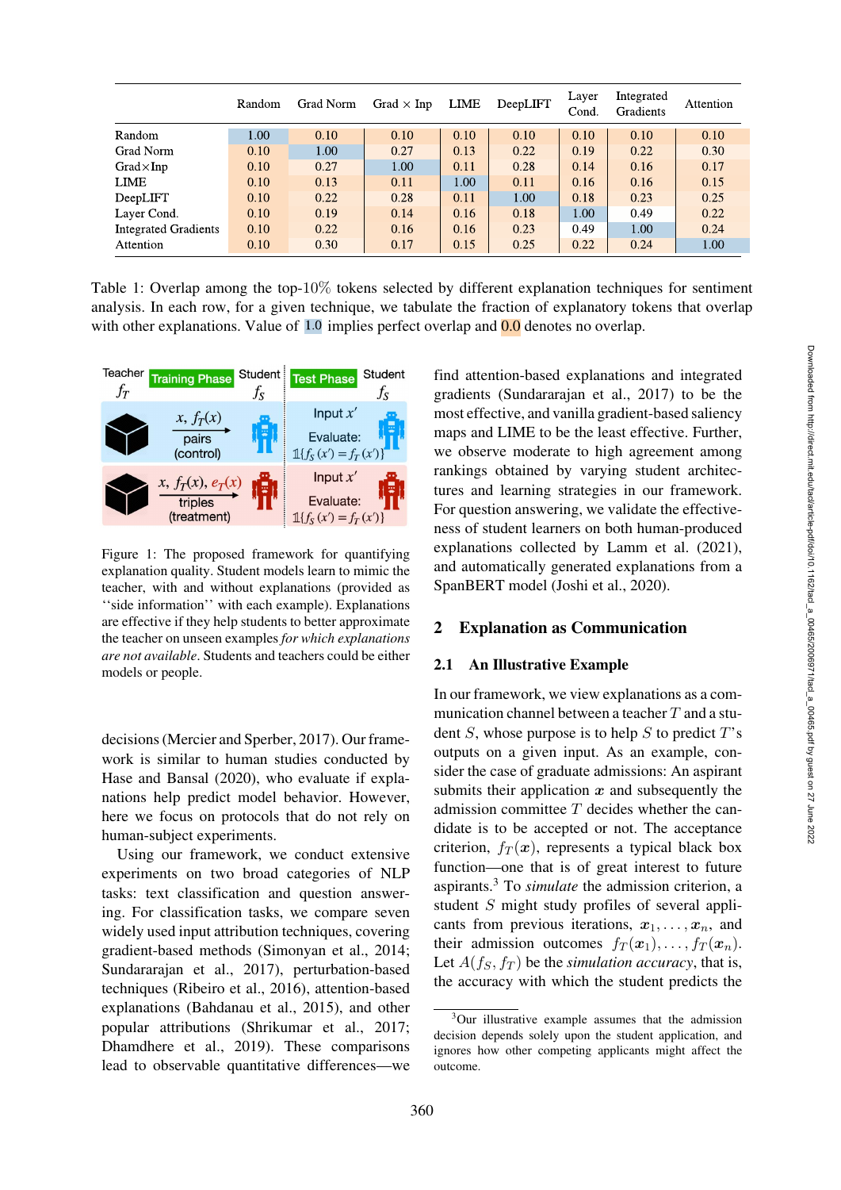| | Random | Grad Norm | Grad × Inp | LIME | DeepLIFT | Layer Cond. | Integrated Gradients | Attention |
|---|---|---|---|---|---|---|---|---|
| Random | 1.00 | 0.10 | 0.10 | 0.10 | 0.10 | 0.10 | 0.10 | 0.10 |
| Grad Norm | 0.10 | 1.00 | 0.27 | 0.13 | 0.22 | 0.19 | 0.22 | 0.30 |
| Grad×Inp | 0.10 | 0.27 | 1.00 | 0.11 | 0.28 | 0.14 | 0.16 | 0.17 |
| LIME | 0.10 | 0.13 | 0.11 | 1.00 | 0.11 | 0.16 | 0.16 | 0.15 |
| DeepLIFT | 0.10 | 0.22 | 0.28 | 0.11 | 1.00 | 0.18 | 0.23 | 0.25 |
| Layer Cond. | 0.10 | 0.19 | 0.14 | 0.16 | 0.18 | 1.00 | 0.49 | 0.22 |
| Integrated Gradients | 0.10 | 0.22 | 0.16 | 0.16 | 0.23 | 0.49 | 1.00 | 0.24 |
| Attention | 0.10 | 0.30 | 0.17 | 0.15 | 0.25 | 0.22 | 0.24 | 1.00 |

Table 1: Overlap among the top-10% tokens selected by different explanation techniques for sentiment analysis. In each row, for a given technique, we tabulate the fraction of explanatory tokens that overlap with other explanations. Value of 1.0 implies perfect overlap and 0.0 denotes no overlap.

Figure 1: The proposed framework for quantifying explanation quality. Student models learn to mimic the teacher, with and without explanations (provided as ''side information'' with each example). Explanations are effective if they help students to better approximate the teacher on unseen examples *for which explanations are not available*. Students and teachers could be either models or people.

decisions (Mercier and Sperber, 2017). Our framework is similar to human studies conducted by Hase and Bansal (2020), who evaluate if explanations help predict model behavior. However, here we focus on protocols that do not rely on human-subject experiments.

Using our framework, we conduct extensive experiments on two broad categories of NLP tasks: text classification and question answering. For classification tasks, we compare seven widely used input attribution techniques, covering gradient-based methods (Simonyan et al., 2014; Sundararajan et al., 2017), perturbation-based techniques (Ribeiro et al., 2016), attention-based explanations (Bahdanau et al., 2015), and other popular attributions (Shrikumar et al., 2017; Dhamdhere et al., 2019). These comparisons lead to observable quantitative differences—we find attention-based explanations and integrated gradients (Sundararajan et al., 2017) to be the most effective, and vanilla gradient-based saliency maps and LIME to be the least effective. Further, we observe moderate to high agreement among rankings obtained by varying student architectures and learning strategies in our framework. For question answering, we validate the effectiveness of student learners on both human-produced explanations collected by Lamm et al. (2021), and automatically generated explanations from a SpanBERT model (Joshi et al., 2020).

## 2 Explanation as Communication

### 2.1 An Illustrative Example

In our framework, we view explanations as a communication channel between a teacher $T$ and a student $S$, whose purpose is to help $S$ to predict $T$'s outputs on a given input. As an example, consider the case of graduate admissions: An aspirant submits their application $\boldsymbol{x}$ and subsequently the admission committee $T$ decides whether the candidate is to be accepted or not. The acceptance criterion, $f_T(\boldsymbol{x})$, represents a typical black box function—one that is of great interest to future aspirants.[3] To *simulate* the admission criterion, a student $S$ might study profiles of several applicants from previous iterations, $\boldsymbol{x}_1, \ldots, \boldsymbol{x}_n$, and their admission outcomes $f_T(\boldsymbol{x}_1), \ldots, f_T(\boldsymbol{x}_n)$. Let $A(f_S, f_T)$ be the *simulation accuracy*, that is, the accuracy with which the student predicts the

[3]Our illustrative example assumes that the admission decision depends solely upon the student application, and ignores how other competing applicants might affect the outcome.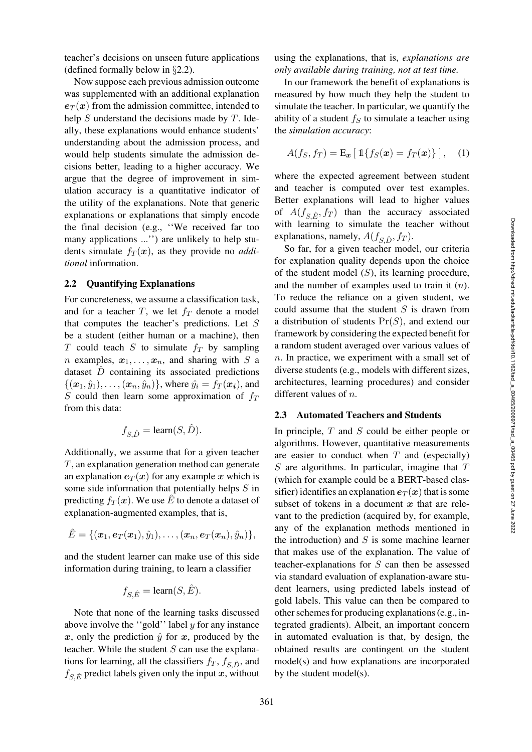teacher's decisions on unseen future applications (defined formally below in §2.2).

Now suppose each previous admission outcome was supplemented with an additional explanation $e_T(x)$ from the admission committee, intended to help $S$ understand the decisions made by $T$. Ideally, these explanations would enhance students' understanding about the admission process, and would help students simulate the admission decisions better, leading to a higher accuracy. We argue that the degree of improvement in simulation accuracy is a quantitative indicator of the utility of the explanations. Note that generic explanations or explanations that simply encode the final decision (e.g., ''We received far too many applications ...'') are unlikely to help students simulate $f_T(x)$, as they provide no *additional* information.

### 2.2 Quantifying Explanations

For concreteness, we assume a classification task, and for a teacher $T$, we let $f_T$ denote a model that computes the teacher's predictions. Let $S$ be a student (either human or a machine), then $T$ could teach $S$ to simulate $f_T$ by sampling $n$ examples, $x_1, \ldots, x_n$, and sharing with $S$ a dataset $\hat{D}$ containing its associated predictions $\{(x_1, \hat{y}_1), \ldots, (x_n, \hat{y}_n)\}$, where $\hat{y}_i = f_T(x_i)$, and $S$ could then learn some approximation of $f_T$ from this data:

$$f_{S,\hat{D}} = \text{learn}(S, \hat{D}).$$

Additionally, we assume that for a given teacher $T$, an explanation generation method can generate an explanation $e_T(x)$ for any example $x$ which is some side information that potentially helps $S$ in predicting $f_T(x)$. We use $\hat{E}$ to denote a dataset of explanation-augmented examples, that is,

$$\hat{E} = \{(x_1, e_T(x_1), \hat{y}_1), \ldots, (x_n, e_T(x_n), \hat{y}_n)\},$$

and the student learner can make use of this side information during training, to learn a classifier

$$f_{S,\hat{E}} = \text{learn}(S, \hat{E}).$$

Note that none of the learning tasks discussed above involve the ''gold'' label $y$ for any instance $x$, only the prediction $\hat{y}$ for $x$, produced by the teacher. While the student $S$ can use the explanations for learning, all the classifiers $f_T$, $f_{S,\hat{D}}$, and $f_{S,\hat{E}}$ predict labels given only the input $x$, without using the explanations, that is, *explanations are only available during training, not at test time.*

In our framework the benefit of explanations is measured by how much they help the student to simulate the teacher. In particular, we quantify the ability of a student $f_S$ to simulate a teacher using the *simulation accuracy*:

$$A(f_S, f_T) = \mathrm{E}_x \left[ \mathbb{1}\{f_S(x) = f_T(x)\} \right], \quad (1)$$

where the expected agreement between student and teacher is computed over test examples. Better explanations will lead to higher values of $A(f_{S,\hat{E}}, f_T)$ than the accuracy associated with learning to simulate the teacher without explanations, namely, $A(f_{S,\hat{D}}, f_T)$.

So far, for a given teacher model, our criteria for explanation quality depends upon the choice of the student model ($S$), its learning procedure, and the number of examples used to train it ($n$). To reduce the reliance on a given student, we could assume that the student $S$ is drawn from a distribution of students $\Pr(S)$, and extend our framework by considering the expected benefit for a random student averaged over various values of $n$. In practice, we experiment with a small set of diverse students (e.g., models with different sizes, architectures, learning procedures) and consider different values of $n$.

### 2.3 Automated Teachers and Students

In principle, $T$ and $S$ could be either people or algorithms. However, quantitative measurements are easier to conduct when $T$ and (especially) $S$ are algorithms. In particular, imagine that $T$ (which for example could be a BERT-based classifier) identifies an explanation $e_T(x)$ that is some subset of tokens in a document $x$ that are relevant to the prediction (acquired by, for example, any of the explanation methods mentioned in the introduction) and $S$ is some machine learner that makes use of the explanation. The value of teacher-explanations for $S$ can then be assessed via standard evaluation of explanation-aware student learners, using predicted labels instead of gold labels. This value can then be compared to other schemes for producing explanations (e.g., integrated gradients). Albeit, an important concern in automated evaluation is that, by design, the obtained results are contingent on the student model(s) and how explanations are incorporated by the student model(s).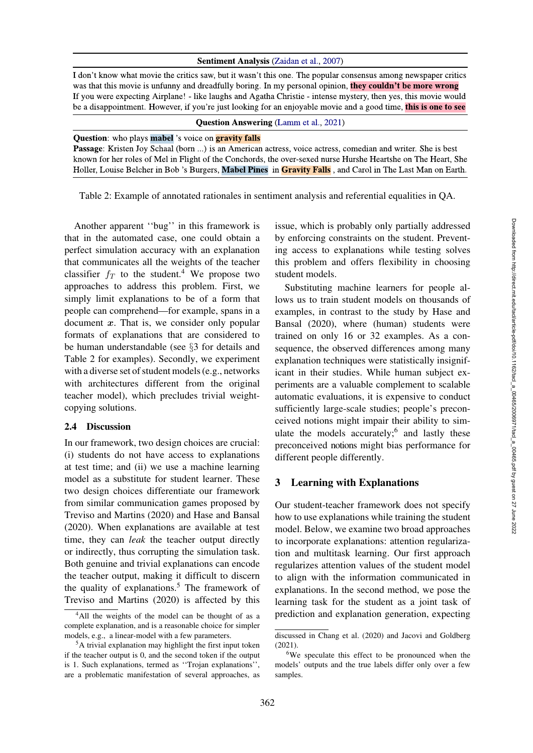| **Sentiment Analysis** (Zaidan et al., 2007) |
|---|
| I don't know what movie the critics saw, but it wasn't this one. The popular consensus among newspaper critics was that this movie is unfunny and dreadfully boring. In my personal opinion, **they couldn't be more wrong** If you were expecting Airplane! - like laughs and Agatha Christie - intense mystery, then yes, this movie would be a disappointment. However, if you're just looking for an enjoyable movie and a good time, **this is one to see** |
| **Question Answering** (Lamm et al., 2021) |
| **Question**: who plays **mabel** 's voice on **gravity falls** |
| **Passage**: Kristen Joy Schaal (born ...) is an American actress, voice actress, comedian and writer. She is best known for her roles of Mel in Flight of the Conchords, the over-sexed nurse Hurshe Heartshe on The Heart, She Holler, Louise Belcher in Bob 's Burgers, **Mabel Pines** in **Gravity Falls** , and Carol in The Last Man on Earth. |

Table 2: Example of annotated rationales in sentiment analysis and referential equalities in QA.

Another apparent ''bug'' in this framework is that in the automated case, one could obtain a perfect simulation accuracy with an explanation that communicates all the weights of the teacher classifier $f_T$ to the student.[4] We propose two approaches to address this problem. First, we simply limit explanations to be of a form that people can comprehend—for example, spans in a document $\boldsymbol{x}$. That is, we consider only popular formats of explanations that are considered to be human understandable (see §3 for details and Table 2 for examples). Secondly, we experiment with a diverse set of student models (e.g., networks with architectures different from the original teacher model), which precludes trivial weight-copying solutions.

## 2.4 Discussion

In our framework, two design choices are crucial: (i) students do not have access to explanations at test time; and (ii) we use a machine learning model as a substitute for student learner. These two design choices differentiate our framework from similar communication games proposed by Treviso and Martins (2020) and Hase and Bansal (2020). When explanations are available at test time, they can *leak* the teacher output directly or indirectly, thus corrupting the simulation task. Both genuine and trivial explanations can encode the teacher output, making it difficult to discern the quality of explanations.[5] The framework of Treviso and Martins (2020) is affected by this issue, which is probably only partially addressed by enforcing constraints on the student. Preventing access to explanations while testing solves this problem and offers flexibility in choosing student models.

Substituting machine learners for people allows us to train student models on thousands of examples, in contrast to the study by Hase and Bansal (2020), where (human) students were trained on only 16 or 32 examples. As a consequence, the observed differences among many explanation techniques were statistically insignificant in their studies. While human subject experiments are a valuable complement to scalable automatic evaluations, it is expensive to conduct sufficiently large-scale studies; people's preconceived notions might impair their ability to simulate the models accurately;[6] and lastly these preconceived notions might bias performance for different people differently.

## 3 Learning with Explanations

Our student-teacher framework does not specify how to use explanations while training the student model. Below, we examine two broad approaches to incorporate explanations: attention regularization and multitask learning. Our first approach regularizes attention values of the student model to align with the information communicated in explanations. In the second method, we pose the learning task for the student as a joint task of prediction and explanation generation, expecting

[4] All the weights of the model can be thought of as a complete explanation, and is a reasonable choice for simpler models, e.g., a linear-model with a few parameters.

[5] A trivial explanation may highlight the first input token if the teacher output is 0, and the second token if the output is 1. Such explanations, termed as ''Trojan explanations'', are a problematic manifestation of several approaches, as discussed in Chang et al. (2020) and Jacovi and Goldberg (2021).

[6] We speculate this effect to be pronounced when the models' outputs and the true labels differ only over a few samples.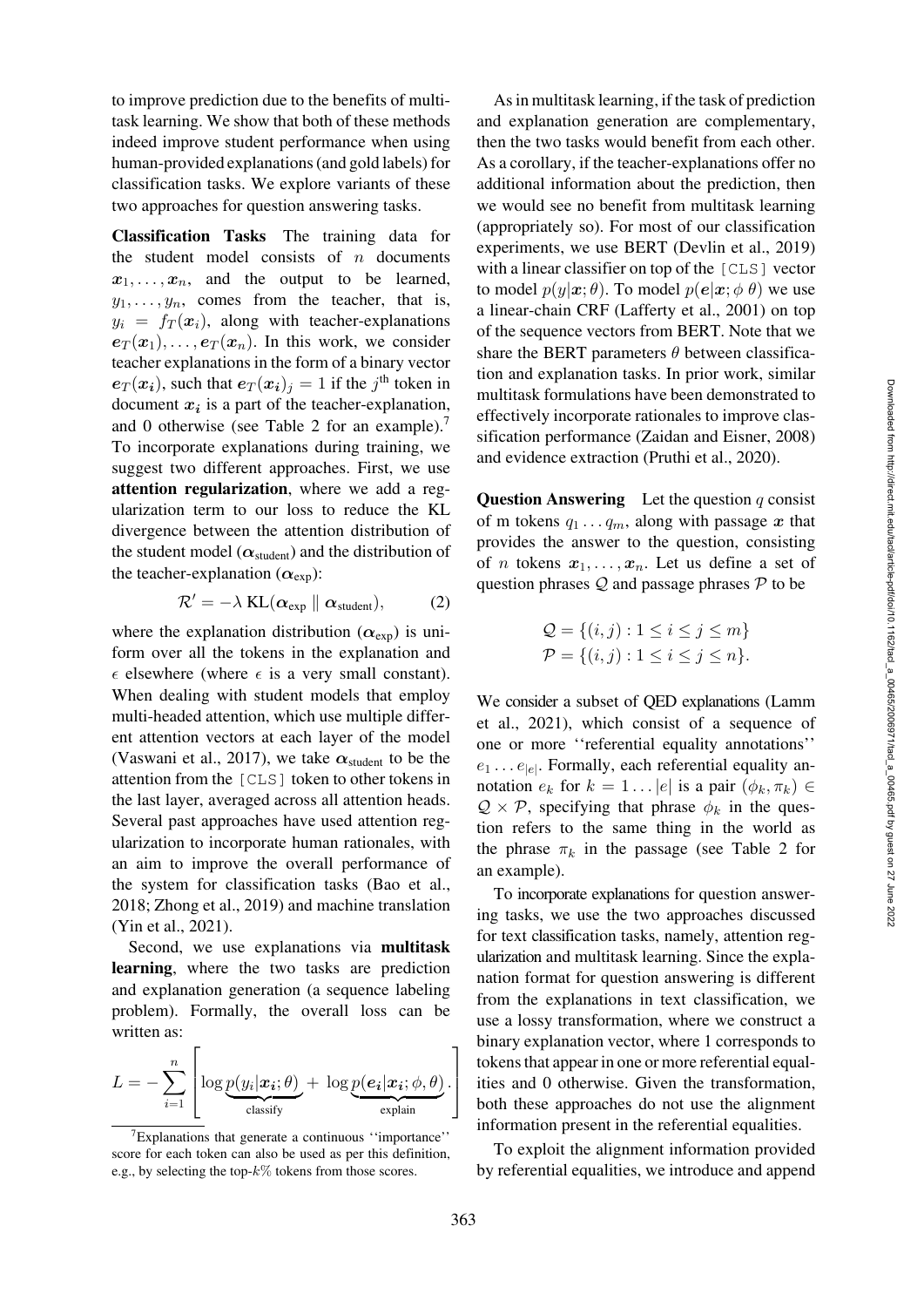to improve prediction due to the benefits of multitask learning. We show that both of these methods indeed improve student performance when using human-provided explanations (and gold labels) for classification tasks. We explore variants of these two approaches for question answering tasks.

**Classification Tasks** The training data for the student model consists of $n$ documents $\boldsymbol{x}_1, \ldots, \boldsymbol{x}_n$, and the output to be learned, $y_1, \ldots, y_n$, comes from the teacher, that is, $y_i = f_T(\boldsymbol{x}_i)$, along with teacher-explanations $\boldsymbol{e}_T(\boldsymbol{x}_1), \ldots, \boldsymbol{e}_T(\boldsymbol{x}_n)$. In this work, we consider teacher explanations in the form of a binary vector $\boldsymbol{e}_T(\boldsymbol{x_i})$, such that $\boldsymbol{e}_T(\boldsymbol{x_i})_j = 1$ if the $j^{\text{th}}$ token in document $\boldsymbol{x_i}$ is a part of the teacher-explanation, and 0 otherwise (see Table 2 for an example).[7] To incorporate explanations during training, we suggest two different approaches. First, we use **attention regularization**, where we add a regularization term to our loss to reduce the KL divergence between the attention distribution of the student model ($\boldsymbol{\alpha}_{\text{student}}$) and the distribution of the teacher-explanation ($\boldsymbol{\alpha}_{\text{exp}}$):

$$\mathcal{R}' = -\lambda \, \mathrm{KL}(\boldsymbol{\alpha}_{\text{exp}} \parallel \boldsymbol{\alpha}_{\text{student}}), \qquad (2)$$

where the explanation distribution ($\boldsymbol{\alpha}_{\text{exp}}$) is uniform over all the tokens in the explanation and $\epsilon$ elsewhere (where $\epsilon$ is a very small constant). When dealing with student models that employ multi-headed attention, which use multiple different attention vectors at each layer of the model (Vaswani et al., 2017), we take $\boldsymbol{\alpha}_{\text{student}}$ to be the attention from the `[CLS]` token to other tokens in the last layer, averaged across all attention heads. Several past approaches have used attention regularization to incorporate human rationales, with an aim to improve the overall performance of the system for classification tasks (Bao et al., 2018; Zhong et al., 2019) and machine translation (Yin et al., 2021).

Second, we use explanations via **multitask learning**, where the two tasks are prediction and explanation generation (a sequence labeling problem). Formally, the overall loss can be written as:

$$L = -\sum_{i=1}^{n} \left[ \log \underbrace{p(y_i|\boldsymbol{x_i};\theta)}_{\text{classify}} + \log \underbrace{p(\boldsymbol{e_i}|\boldsymbol{x_i};\phi,\theta)}_{\text{explain}} . \right]$$

As in multitask learning, if the task of prediction and explanation generation are complementary, then the two tasks would benefit from each other. As a corollary, if the teacher-explanations offer no additional information about the prediction, then we would see no benefit from multitask learning (appropriately so). For most of our classification experiments, we use BERT (Devlin et al., 2019) with a linear classifier on top of the `[CLS]` vector to model $p(y|\boldsymbol{x};\theta)$. To model $p(\boldsymbol{e}|\boldsymbol{x};\phi\ \theta)$ we use a linear-chain CRF (Lafferty et al., 2001) on top of the sequence vectors from BERT. Note that we share the BERT parameters $\theta$ between classification and explanation tasks. In prior work, similar multitask formulations have been demonstrated to effectively incorporate rationales to improve classification performance (Zaidan and Eisner, 2008) and evidence extraction (Pruthi et al., 2020).

**Question Answering** Let the question $q$ consist of m tokens $q_1 \ldots q_m$, along with passage $\boldsymbol{x}$ that provides the answer to the question, consisting of $n$ tokens $\boldsymbol{x}_1, \ldots, \boldsymbol{x}_n$. Let us define a set of question phrases $\mathcal{Q}$ and passage phrases $\mathcal{P}$ to be

$$\mathcal{Q} = \{(i,j) : 1 \leq i \leq j \leq m\}$$
$$\mathcal{P} = \{(i,j) : 1 \leq i \leq j \leq n\}.$$

We consider a subset of QED explanations (Lamm et al., 2021), which consist of a sequence of one or more ''referential equality annotations'' $e_1 \ldots e_{|e|}$. Formally, each referential equality annotation $e_k$ for $k = 1 \ldots |e|$ is a pair $(\phi_k, \pi_k) \in \mathcal{Q} \times \mathcal{P}$, specifying that phrase $\phi_k$ in the question refers to the same thing in the world as the phrase $\pi_k$ in the passage (see Table 2 for an example).

To incorporate explanations for question answering tasks, we use the two approaches discussed for text classification tasks, namely, attention regularization and multitask learning. Since the explanation format for question answering is different from the explanations in text classification, we use a lossy transformation, where we construct a binary explanation vector, where 1 corresponds to tokens that appear in one or more referential equalities and 0 otherwise. Given the transformation, both these approaches do not use the alignment information present in the referential equalities.

To exploit the alignment information provided by referential equalities, we introduce and append

[7] Explanations that generate a continuous ''importance'' score for each token can also be used as per this definition, e.g., by selecting the top-$k$% tokens from those scores.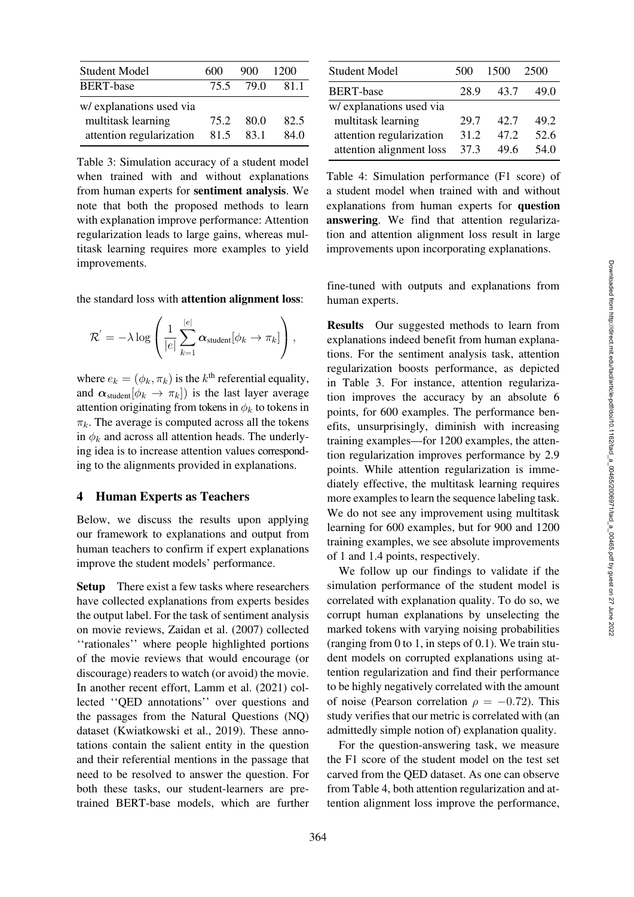| Student Model | 600 | 900 | 1200 |
|---|---|---|---|
| BERT-base | 75.5 | 79.0 | 81.1 |
| w/ explanations used via | | | |
| multitask learning | 75.2 | 80.0 | 82.5 |
| attention regularization | 81.5 | 83.1 | 84.0 |

Table 3: Simulation accuracy of a student model when trained with and without explanations from human experts for **sentiment analysis**. We note that both the proposed methods to learn with explanation improve performance: Attention regularization leads to large gains, whereas multitask learning requires more examples to yield improvements.

| Student Model | 500 | 1500 | 2500 |
|---|---|---|---|
| BERT-base | 28.9 | 43.7 | 49.0 |
| w/ explanations used via | | | |
| multitask learning | 29.7 | 42.7 | 49.2 |
| attention regularization | 31.2 | 47.2 | 52.6 |
| attention alignment loss | 37.3 | 49.6 | 54.0 |

Table 4: Simulation performance (F1 score) of a student model when trained with and without explanations from human experts for **question answering**. We find that attention regularization and attention alignment loss result in large improvements upon incorporating explanations.

the standard loss with **attention alignment loss**:

$$\mathcal{R}^{'} = -\lambda \log \left( \frac{1}{|e|} \sum_{k=1}^{|e|} \boldsymbol{\alpha}_{\text{student}}[\phi_k \rightarrow \pi_k] \right),$$

where $e_k = (\phi_k, \pi_k)$ is the $k^{\text{th}}$ referential equality, and $\boldsymbol{\alpha}_{\text{student}}[\phi_k \rightarrow \pi_k])$ is the last layer average attention originating from tokens in $\phi_k$ to tokens in $\pi_k$. The average is computed across all the tokens in $\phi_k$ and across all attention heads. The underlying idea is to increase attention values corresponding to the alignments provided in explanations.

## 4 Human Experts as Teachers

Below, we discuss the results upon applying our framework to explanations and output from human teachers to confirm if expert explanations improve the student models' performance.

**Setup** There exist a few tasks where researchers have collected explanations from experts besides the output label. For the task of sentiment analysis on movie reviews, Zaidan et al. (2007) collected ''rationales'' where people highlighted portions of the movie reviews that would encourage (or discourage) readers to watch (or avoid) the movie. In another recent effort, Lamm et al. (2021) collected ''QED annotations'' over questions and the passages from the Natural Questions (NQ) dataset (Kwiatkowski et al., 2019). These annotations contain the salient entity in the question and their referential mentions in the passage that need to be resolved to answer the question. For both these tasks, our student-learners are pretrained BERT-base models, which are further fine-tuned with outputs and explanations from human experts.

**Results** Our suggested methods to learn from explanations indeed benefit from human explanations. For the sentiment analysis task, attention regularization boosts performance, as depicted in Table 3. For instance, attention regularization improves the accuracy by an absolute 6 points, for 600 examples. The performance benefits, unsurprisingly, diminish with increasing training examples—for 1200 examples, the attention regularization improves performance by 2.9 points. While attention regularization is immediately effective, the multitask learning requires more examples to learn the sequence labeling task. We do not see any improvement using multitask learning for 600 examples, but for 900 and 1200 training examples, we see absolute improvements of 1 and 1.4 points, respectively.

We follow up our findings to validate if the simulation performance of the student model is correlated with explanation quality. To do so, we corrupt human explanations by unselecting the marked tokens with varying noising probabilities (ranging from 0 to 1, in steps of 0.1). We train student models on corrupted explanations using attention regularization and find their performance to be highly negatively correlated with the amount of noise (Pearson correlation $\rho = -0.72$). This study verifies that our metric is correlated with (an admittedly simple notion of) explanation quality.

For the question-answering task, we measure the F1 score of the student model on the test set carved from the QED dataset. As one can observe from Table 4, both attention regularization and attention alignment loss improve the performance,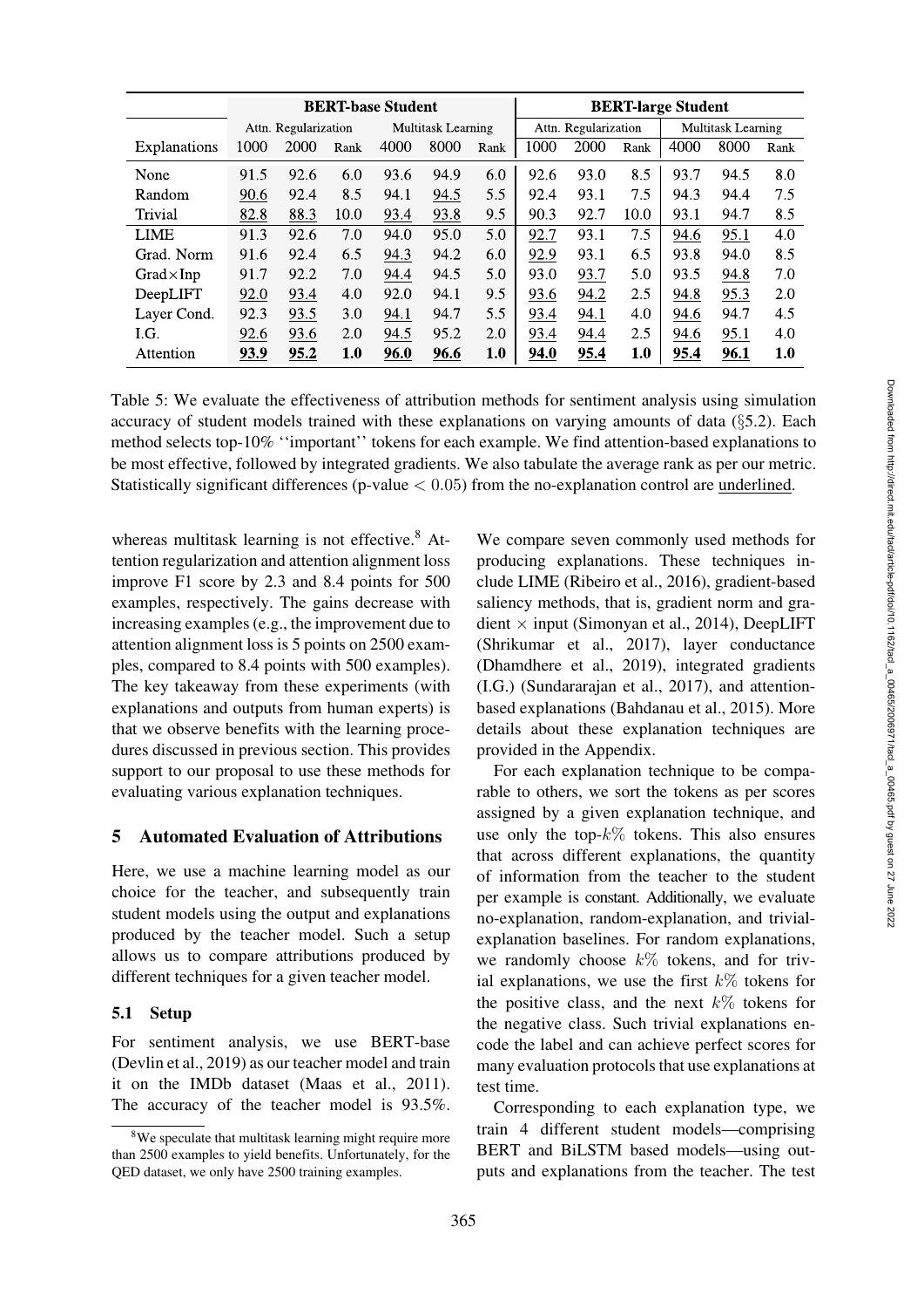| | BERT-base Student | | | | | | BERT-large Student | | | | | |
|---|---|---|---|---|---|---|---|---|---|---|---|---|
| | Attn. Regularization | | | Multitask Learning | | | Attn. Regularization | | | Multitask Learning | | |
| Explanations | 1000 | 2000 | Rank | 4000 | 8000 | Rank | 1000 | 2000 | Rank | 4000 | 8000 | Rank |
| None | 91.5 | 92.6 | 6.0 | 93.6 | 94.9 | 6.0 | 92.6 | 93.0 | 8.5 | 93.7 | 94.5 | 8.0 |
| Random | <u>90.6</u> | 92.4 | 8.5 | 94.1 | <u>94.5</u> | 5.5 | 92.4 | 93.1 | 7.5 | 94.3 | 94.4 | 7.5 |
| Trivial | <u>82.8</u> | <u>88.3</u> | 10.0 | <u>93.4</u> | <u>93.8</u> | 9.5 | 90.3 | 92.7 | 10.0 | 93.1 | 94.7 | 8.5 |
| LIME | 91.3 | 92.6 | 7.0 | 94.0 | 95.0 | 5.0 | <u>92.7</u> | 93.1 | 7.5 | <u>94.6</u> | <u>95.1</u> | 4.0 |
| Grad. Norm | 91.6 | 92.4 | 6.5 | <u>94.3</u> | 94.2 | 6.0 | <u>92.9</u> | 93.1 | 6.5 | 93.8 | 94.0 | 8.5 |
| Grad×Inp | 91.7 | 92.2 | 7.0 | <u>94.4</u> | 94.5 | 5.0 | 93.0 | <u>93.7</u> | 5.0 | 93.5 | <u>94.8</u> | 7.0 |
| DeepLIFT | <u>92.0</u> | <u>93.4</u> | 4.0 | 92.0 | 94.1 | 9.5 | <u>93.6</u> | <u>94.2</u> | 2.5 | <u>94.8</u> | <u>95.3</u> | 2.0 |
| Layer Cond. | 92.3 | <u>93.5</u> | 3.0 | <u>94.1</u> | 94.7 | 5.5 | <u>93.4</u> | <u>94.1</u> | 4.0 | <u>94.6</u> | 94.7 | 4.5 |
| I.G. | <u>92.6</u> | <u>93.6</u> | 2.0 | <u>94.5</u> | 95.2 | 2.0 | <u>93.4</u> | <u>94.4</u> | 2.5 | <u>94.6</u> | <u>95.1</u> | 4.0 |
| Attention | **<u>93.9</u>** | **<u>95.2</u>** | **1.0** | **<u>96.0</u>** | **<u>96.6</u>** | **1.0** | **<u>94.0</u>** | **<u>95.4</u>** | **1.0** | **<u>95.4</u>** | **<u>96.1</u>** | **1.0** |

Table 5: We evaluate the effectiveness of attribution methods for sentiment analysis using simulation accuracy of student models trained with these explanations on varying amounts of data (§5.2). Each method selects top-10% ''important'' tokens for each example. We find attention-based explanations to be most effective, followed by integrated gradients. We also tabulate the average rank as per our metric. Statistically significant differences (p-value $< 0.05$) from the no-explanation control are <u>underlined</u>.

whereas multitask learning is not effective.[8] Attention regularization and attention alignment loss improve F1 score by 2.3 and 8.4 points for 500 examples, respectively. The gains decrease with increasing examples (e.g., the improvement due to attention alignment loss is 5 points on 2500 examples, compared to 8.4 points with 500 examples). The key takeaway from these experiments (with explanations and outputs from human experts) is that we observe benefits with the learning procedures discussed in previous section. This provides support to our proposal to use these methods for evaluating various explanation techniques.

## 5 Automated Evaluation of Attributions

Here, we use a machine learning model as our choice for the teacher, and subsequently train student models using the output and explanations produced by the teacher model. Such a setup allows us to compare attributions produced by different techniques for a given teacher model.

### 5.1 Setup

For sentiment analysis, we use BERT-base (Devlin et al., 2019) as our teacher model and train it on the IMDb dataset (Maas et al., 2011). The accuracy of the teacher model is 93.5%. We compare seven commonly used methods for producing explanations. These techniques include LIME (Ribeiro et al., 2016), gradient-based saliency methods, that is, gradient norm and gradient × input (Simonyan et al., 2014), DeepLIFT (Shrikumar et al., 2017), layer conductance (Dhamdhere et al., 2019), integrated gradients (I.G.) (Sundararajan et al., 2017), and attention-based explanations (Bahdanau et al., 2015). More details about these explanation techniques are provided in the Appendix.

For each explanation technique to be comparable to others, we sort the tokens as per scores assigned by a given explanation technique, and use only the top-$k\%$ tokens. This also ensures that across different explanations, the quantity of information from the teacher to the student per example is constant. Additionally, we evaluate no-explanation, random-explanation, and trivial-explanation baselines. For random explanations, we randomly choose $k\%$ tokens, and for trivial explanations, we use the first $k\%$ tokens for the positive class, and the next $k\%$ tokens for the negative class. Such trivial explanations encode the label and can achieve perfect scores for many evaluation protocols that use explanations at test time.

Corresponding to each explanation type, we train 4 different student models—comprising BERT and BiLSTM based models—using outputs and explanations from the teacher. The test

[8] We speculate that multitask learning might require more than 2500 examples to yield benefits. Unfortunately, for the QED dataset, we only have 2500 training examples.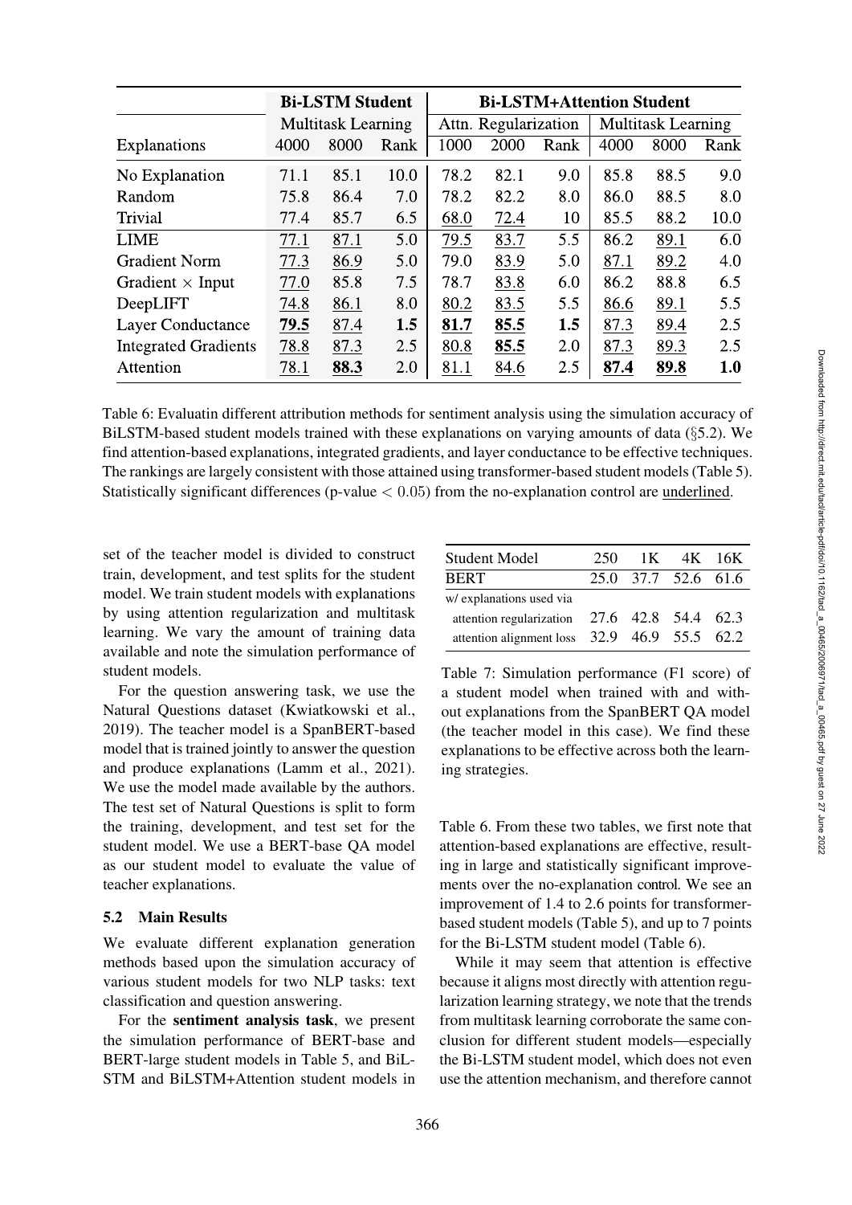| | Bi-LSTM Student | | | Bi-LSTM+Attention Student | | | | | |
|---|---|---|---|---|---|---|---|---|---|
| | Multitask Learning | | | Attn. Regularization | | | Multitask Learning | | |
| Explanations | 4000 | 8000 | Rank | 1000 | 2000 | Rank | 4000 | 8000 | Rank |
| No Explanation | 71.1 | 85.1 | 10.0 | 78.2 | 82.1 | 9.0 | 85.8 | 88.5 | 9.0 |
| Random | 75.8 | 86.4 | 7.0 | 78.2 | 82.2 | 8.0 | 86.0 | 88.5 | 8.0 |
| Trivial | 77.4 | 85.7 | 6.5 | <u>68.0</u> | <u>72.4</u> | 10 | 85.5 | 88.2 | 10.0 |
| LIME | <u>77.1</u> | <u>87.1</u> | 5.0 | <u>79.5</u> | <u>83.7</u> | 5.5 | 86.2 | <u>89.1</u> | 6.0 |
| Gradient Norm | <u>77.3</u> | <u>86.9</u> | 5.0 | 79.0 | <u>83.9</u> | 5.0 | <u>87.1</u> | <u>89.2</u> | 4.0 |
| Gradient × Input | <u>77.0</u> | 85.8 | 7.5 | 78.7 | <u>83.8</u> | 6.0 | 86.2 | 88.8 | 6.5 |
| DeepLIFT | <u>74.8</u> | <u>86.1</u> | 8.0 | <u>80.2</u> | <u>83.5</u> | 5.5 | <u>86.6</u> | <u>89.1</u> | 5.5 |
| Layer Conductance | **<u>79.5</u>** | <u>87.4</u> | **1.5** | **<u>81.7</u>** | **<u>85.5</u>** | **1.5** | <u>87.3</u> | <u>89.4</u> | 2.5 |
| Integrated Gradients | <u>78.8</u> | <u>87.3</u> | 2.5 | <u>80.8</u> | **<u>85.5</u>** | 2.0 | <u>87.3</u> | <u>89.3</u> | 2.5 |
| Attention | <u>78.1</u> | **<u>88.3</u>** | 2.0 | <u>81.1</u> | <u>84.6</u> | 2.5 | **<u>87.4</u>** | **<u>89.8</u>** | **1.0** |

Table 6: Evaluatin different attribution methods for sentiment analysis using the simulation accuracy of BiLSTM-based student models trained with these explanations on varying amounts of data (§5.2). We find attention-based explanations, integrated gradients, and layer conductance to be effective techniques. The rankings are largely consistent with those attained using transformer-based student models (Table 5). Statistically significant differences (p-value $< 0.05$) from the no-explanation control are <u>underlined</u>.

set of the teacher model is divided to construct train, development, and test splits for the student model. We train student models with explanations by using attention regularization and multitask learning. We vary the amount of training data available and note the simulation performance of student models.

For the question answering task, we use the Natural Questions dataset (Kwiatkowski et al., 2019). The teacher model is a SpanBERT-based model that is trained jointly to answer the question and produce explanations (Lamm et al., 2021). We use the model made available by the authors. The test set of Natural Questions is split to form the training, development, and test set for the student model. We use a BERT-base QA model as our student model to evaluate the value of teacher explanations.

### 5.2 Main Results

We evaluate different explanation generation methods based upon the simulation accuracy of various student models for two NLP tasks: text classification and question answering.

For the **sentiment analysis task**, we present the simulation performance of BERT-base and BERT-large student models in Table 5, and BiLSTM and BiLSTM+Attention student models in Table 6. From these two tables, we first note that attention-based explanations are effective, resulting in large and statistically significant improvements over the no-explanation control. We see an improvement of 1.4 to 2.6 points for transformer-based student models (Table 5), and up to 7 points for the Bi-LSTM student model (Table 6).

While it may seem that attention is effective because it aligns most directly with attention regularization learning strategy, we note that the trends from multitask learning corroborate the same conclusion for different student models—especially the Bi-LSTM student model, which does not even use the attention mechanism, and therefore cannot

| Student Model | 250 | 1K | 4K | 16K |
|---|---|---|---|---|
| BERT | 25.0 | 37.7 | 52.6 | 61.6 |
| w/ explanations used via | | | | |
| attention regularization | 27.6 | 42.8 | 54.4 | 62.3 |
| attention alignment loss | 32.9 | 46.9 | 55.5 | 62.2 |

Table 7: Simulation performance (F1 score) of a student model when trained with and without explanations from the SpanBERT QA model (the teacher model in this case). We find these explanations to be effective across both the learning strategies.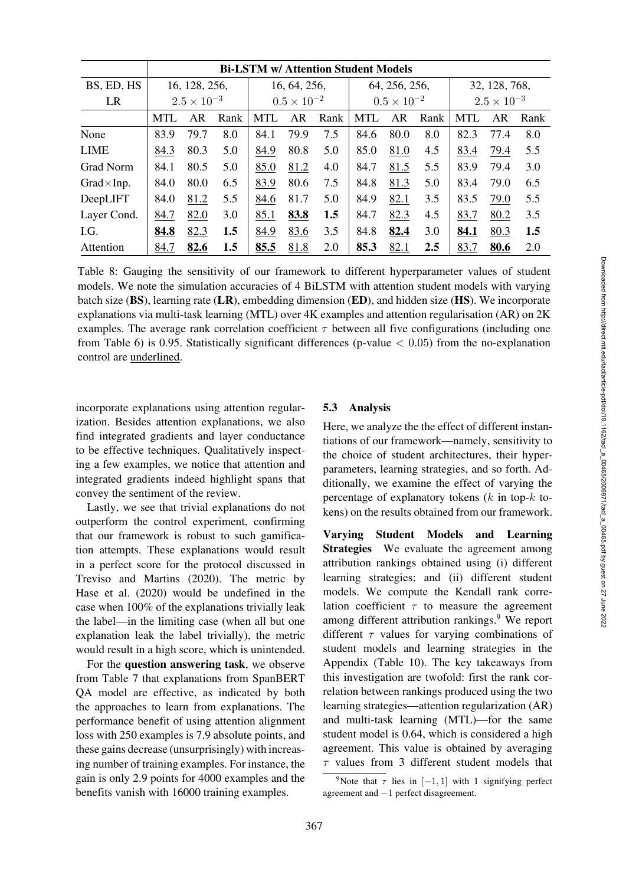| | Bi-LSTM w/ Attention Student Models | | | | | | | | | | | |
|---|---|---|---|---|---|---|---|---|---|---|---|---|
| BS, ED, HS | 16, 128, 256, | | | 16, 64, 256, | | | 64, 256, 256, | | | 32, 128, 768, | | |
| LR | $2.5 \times 10^{-3}$ | | | $0.5 \times 10^{-2}$ | | | $0.5 \times 10^{-2}$ | | | $2.5 \times 10^{-3}$ | | |
| | MTL | AR | Rank | MTL | AR | Rank | MTL | AR | Rank | MTL | AR | Rank |
| None | 83.9 | 79.7 | 8.0 | 84.1 | 79.9 | 7.5 | 84.6 | 80.0 | 8.0 | 82.3 | 77.4 | 8.0 |
| LIME | <u>84.3</u> | 80.3 | 5.0 | <u>84.9</u> | 80.8 | 5.0 | 85.0 | <u>81.0</u> | 4.5 | <u>83.4</u> | <u>79.4</u> | 5.5 |
| Grad Norm | 84.1 | 80.5 | 5.0 | <u>85.0</u> | <u>81.2</u> | 4.0 | 84.7 | <u>81.5</u> | 5.5 | 83.9 | 79.4 | 3.0 |
| Grad×Inp. | 84.0 | 80.0 | 6.5 | <u>83.9</u> | 80.6 | 7.5 | 84.8 | <u>81.3</u> | 5.0 | 83.4 | 79.0 | 6.5 |
| DeepLIFT | 84.0 | <u>81.2</u> | 5.5 | <u>84.6</u> | 81.7 | 5.0 | 84.9 | <u>82.1</u> | 3.5 | 83.5 | <u>79.0</u> | 5.5 |
| Layer Cond. | <u>84.7</u> | <u>82.0</u> | 3.0 | <u>85.1</u> | **<u>83.8</u>** | **1.5** | 84.7 | <u>82.3</u> | 4.5 | <u>83.7</u> | <u>80.2</u> | 3.5 |
| I.G. | **<u>84.8</u>** | <u>82.3</u> | **1.5** | <u>84.9</u> | <u>83.6</u> | 3.5 | 84.8 | **<u>82.4</u>** | 3.0 | **<u>84.1</u>** | <u>80.3</u> | **1.5** |
| Attention | <u>84.7</u> | **<u>82.6</u>** | **1.5** | **<u>85.5</u>** | <u>81.8</u> | 2.0 | **<u>85.3</u>** | <u>82.1</u> | **2.5** | <u>83.7</u> | **<u>80.6</u>** | 2.0 |

Table 8: Gauging the sensitivity of our framework to different hyperparameter values of student models. We note the simulation accuracies of 4 BiLSTM with attention student models with varying batch size (**BS**), learning rate (**LR**), embedding dimension (**ED**), and hidden size (**HS**). We incorporate explanations via multi-task learning (MTL) over 4K examples and attention regularisation (AR) on 2K examples. The average rank correlation coefficient $\tau$ between all five configurations (including one from Table 6) is 0.95. Statistically significant differences (p-value $< 0.05$) from the no-explanation control are <u>underlined</u>.

incorporate explanations using attention regularization. Besides attention explanations, we also find integrated gradients and layer conductance to be effective techniques. Qualitatively inspecting a few examples, we notice that attention and integrated gradients indeed highlight spans that convey the sentiment of the review.

Lastly, we see that trivial explanations do not outperform the control experiment, confirming that our framework is robust to such gamification attempts. These explanations would result in a perfect score for the protocol discussed in Treviso and Martins (2020). The metric by Hase et al. (2020) would be undefined in the case when 100% of the explanations trivially leak the label—in the limiting case (when all but one explanation leak the label trivially), the metric would result in a high score, which is unintended.

For the **question answering task**, we observe from Table 7 that explanations from SpanBERT QA model are effective, as indicated by both the approaches to learn from explanations. The performance benefit of using attention alignment loss with 250 examples is 7.9 absolute points, and these gains decrease (unsurprisingly) with increasing number of training examples. For instance, the gain is only 2.9 points for 4000 examples and the benefits vanish with 16000 training examples.

### 5.3 Analysis

Here, we analyze the the effect of different instantiations of our framework—namely, sensitivity to the choice of student architectures, their hyperparameters, learning strategies, and so forth. Additionally, we examine the effect of varying the percentage of explanatory tokens ($k$ in top-$k$ tokens) on the results obtained from our framework.

**Varying Student Models and Learning Strategies** We evaluate the agreement among attribution rankings obtained using (i) different learning strategies; and (ii) different student models. We compute the Kendall rank correlation coefficient $\tau$ to measure the agreement among different attribution rankings.[9] We report different $\tau$ values for varying combinations of student models and learning strategies in the Appendix (Table 10). The key takeaways from this investigation are twofold: first the rank correlation between rankings produced using the two learning strategies—attention regularization (AR) and multi-task learning (MTL)—for the same student model is 0.64, which is considered a high agreement. This value is obtained by averaging $\tau$ values from 3 different student models that

[9]Note that $\tau$ lies in $[-1, 1]$ with 1 signifying perfect agreement and $-1$ perfect disagreement.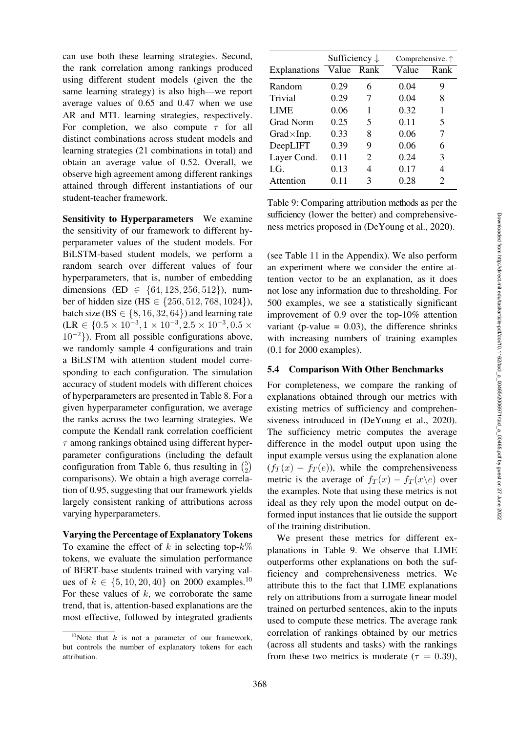can use both these learning strategies. Second, the rank correlation among rankings produced using different student models (given the the same learning strategy) is also high—we report average values of 0.65 and 0.47 when we use AR and MTL learning strategies, respectively. For completion, we also compute $\tau$ for all distinct combinations across student models and learning strategies (21 combinations in total) and obtain an average value of 0.52. Overall, we observe high agreement among different rankings attained through different instantiations of our student-teacher framework.

**Sensitivity to Hyperparameters** We examine the sensitivity of our framework to different hyperparameter values of the student models. For BiLSTM-based student models, we perform a random search over different values of four hyperparameters, that is, number of embedding dimensions (ED $\in \{64, 128, 256, 512\}$), number of hidden size (HS $\in \{256, 512, 768, 1024\}$), batch size (BS $\in \{8, 16, 32, 64\}$) and learning rate (LR $\in \{0.5 \times 10^{-3}, 1 \times 10^{-3}, 2.5 \times 10^{-3}, 0.5 \times 10^{-2}\}$). From all possible configurations above, we randomly sample 4 configurations and train a BiLSTM with attention student model corresponding to each configuration. The simulation accuracy of student models with different choices of hyperparameters are presented in Table 8. For a given hyperparameter configuration, we average the ranks across the two learning strategies. We compute the Kendall rank correlation coefficient $\tau$ among rankings obtained using different hyperparameter configurations (including the default configuration from Table 6, thus resulting in $\binom{5}{2}$ comparisons). We obtain a high average correlation of 0.95, suggesting that our framework yields largely consistent ranking of attributions across varying hyperparameters.

**Varying the Percentage of Explanatory Tokens** To examine the effect of $k$ in selecting top-$k$% tokens, we evaluate the simulation performance of BERT-base students trained with varying values of $k \in \{5, 10, 20, 40\}$ on 2000 examples.[10] For these values of $k$, we corroborate the same trend, that is, attention-based explanations are the most effective, followed by integrated gradients (see Table 11 in the Appendix). We also perform an experiment where we consider the entire attention vector to be an explanation, as it does not lose any information due to thresholding. For 500 examples, we see a statistically significant improvement of 0.9 over the top-10% attention variant (p-value = 0.03), the difference shrinks with increasing numbers of training examples (0.1 for 2000 examples).

[10] Note that $k$ is not a parameter of our framework, but controls the number of explanatory tokens for each attribution.

| | Sufficiency ↓ | | Comprehensive. ↑ | |
|---|---|---|---|---|
| Explanations | Value | Rank | Value | Rank |
| Random | 0.29 | 6 | 0.04 | 9 |
| Trivial | 0.29 | 7 | 0.04 | 8 |
| LIME | 0.06 | 1 | 0.32 | 1 |
| Grad Norm | 0.25 | 5 | 0.11 | 5 |
| Grad×Inp. | 0.33 | 8 | 0.06 | 7 |
| DeepLIFT | 0.39 | 9 | 0.06 | 6 |
| Layer Cond. | 0.11 | 2 | 0.24 | 3 |
| I.G. | 0.13 | 4 | 0.17 | 4 |
| Attention | 0.11 | 3 | 0.28 | 2 |

Table 9: Comparing attribution methods as per the sufficiency (lower the better) and comprehensiveness metrics proposed in (DeYoung et al., 2020).

### 5.4 Comparison With Other Benchmarks

For completeness, we compare the ranking of explanations obtained through our metrics with existing metrics of sufficiency and comprehensiveness introduced in (DeYoung et al., 2020). The sufficiency metric computes the average difference in the model output upon using the input example versus using the explanation alone ($f_T(x) - f_T(e)$), while the comprehensiveness metric is the average of $f_T(x) - f_T(x \backslash e)$ over the examples. Note that using these metrics is not ideal as they rely upon the model output on deformed input instances that lie outside the support of the training distribution.

We present these metrics for different explanations in Table 9. We observe that LIME outperforms other explanations on both the sufficiency and comprehensiveness metrics. We attribute this to the fact that LIME explanations rely on attributions from a surrogate linear model trained on perturbed sentences, akin to the inputs used to compute these metrics. The average rank correlation of rankings obtained by our metrics (across all students and tasks) with the rankings from these two metrics is moderate ($\tau = 0.39$),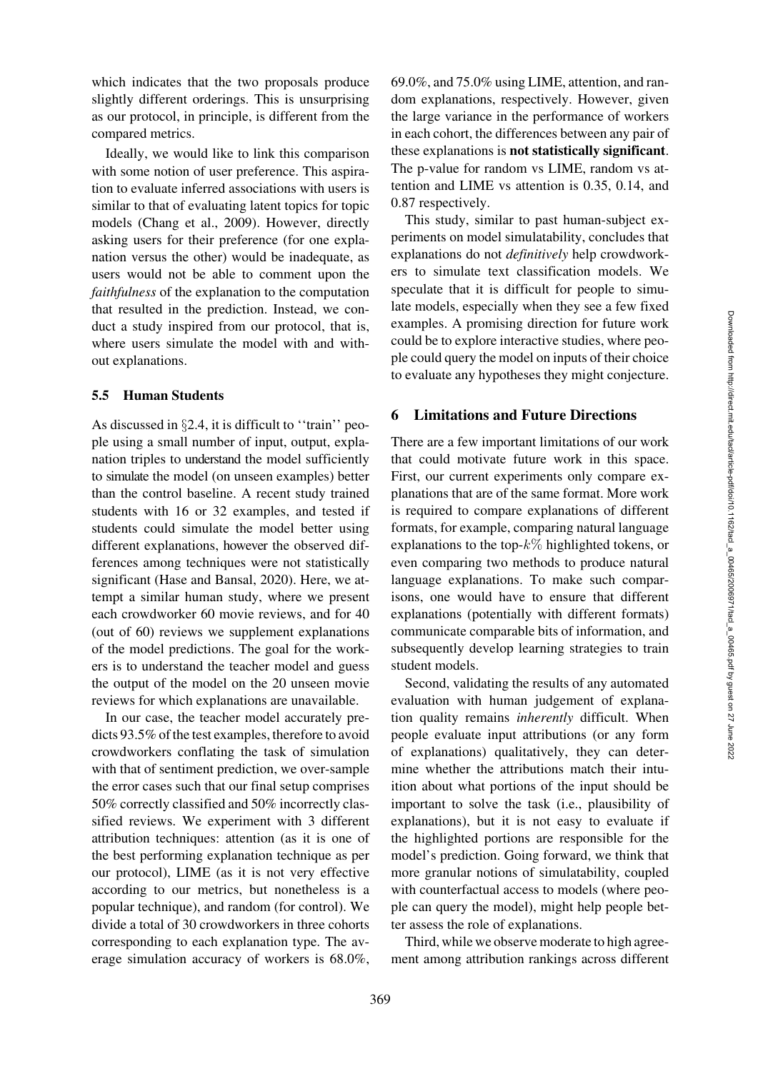which indicates that the two proposals produce slightly different orderings. This is unsurprising as our protocol, in principle, is different from the compared metrics.

Ideally, we would like to link this comparison with some notion of user preference. This aspiration to evaluate inferred associations with users is similar to that of evaluating latent topics for topic models (Chang et al., 2009). However, directly asking users for their preference (for one explanation versus the other) would be inadequate, as users would not be able to comment upon the *faithfulness* of the explanation to the computation that resulted in the prediction. Instead, we conduct a study inspired from our protocol, that is, where users simulate the model with and without explanations.

### 5.5 Human Students

As discussed in §2.4, it is difficult to ''train'' people using a small number of input, output, explanation triples to understand the model sufficiently to simulate the model (on unseen examples) better than the control baseline. A recent study trained students with 16 or 32 examples, and tested if students could simulate the model better using different explanations, however the observed differences among techniques were not statistically significant (Hase and Bansal, 2020). Here, we attempt a similar human study, where we present each crowdworker 60 movie reviews, and for 40 (out of 60) reviews we supplement explanations of the model predictions. The goal for the workers is to understand the teacher model and guess the output of the model on the 20 unseen movie reviews for which explanations are unavailable.

In our case, the teacher model accurately predicts 93.5% of the test examples, therefore to avoid crowdworkers conflating the task of simulation with that of sentiment prediction, we over-sample the error cases such that our final setup comprises 50% correctly classified and 50% incorrectly classified reviews. We experiment with 3 different attribution techniques: attention (as it is one of the best performing explanation technique as per our protocol), LIME (as it is not very effective according to our metrics, but nonetheless is a popular technique), and random (for control). We divide a total of 30 crowdworkers in three cohorts corresponding to each explanation type. The average simulation accuracy of workers is 68.0%, 69.0%, and 75.0% using LIME, attention, and random explanations, respectively. However, given the large variance in the performance of workers in each cohort, the differences between any pair of these explanations is **not statistically significant**. The p-value for random vs LIME, random vs attention and LIME vs attention is 0.35, 0.14, and 0.87 respectively.

This study, similar to past human-subject experiments on model simulatability, concludes that explanations do not *definitively* help crowdworkers to simulate text classification models. We speculate that it is difficult for people to simulate models, especially when they see a few fixed examples. A promising direction for future work could be to explore interactive studies, where people could query the model on inputs of their choice to evaluate any hypotheses they might conjecture.

## 6 Limitations and Future Directions

There are a few important limitations of our work that could motivate future work in this space. First, our current experiments only compare explanations that are of the same format. More work is required to compare explanations of different formats, for example, comparing natural language explanations to the top-$k\%$ highlighted tokens, or even comparing two methods to produce natural language explanations. To make such comparisons, one would have to ensure that different explanations (potentially with different formats) communicate comparable bits of information, and subsequently develop learning strategies to train student models.

Second, validating the results of any automated evaluation with human judgement of explanation quality remains *inherently* difficult. When people evaluate input attributions (or any form of explanations) qualitatively, they can determine whether the attributions match their intuition about what portions of the input should be important to solve the task (i.e., plausibility of explanations), but it is not easy to evaluate if the highlighted portions are responsible for the model's prediction. Going forward, we think that more granular notions of simulatability, coupled with counterfactual access to models (where people can query the model), might help people better assess the role of explanations.

Third, while we observe moderate to high agreement among attribution rankings across different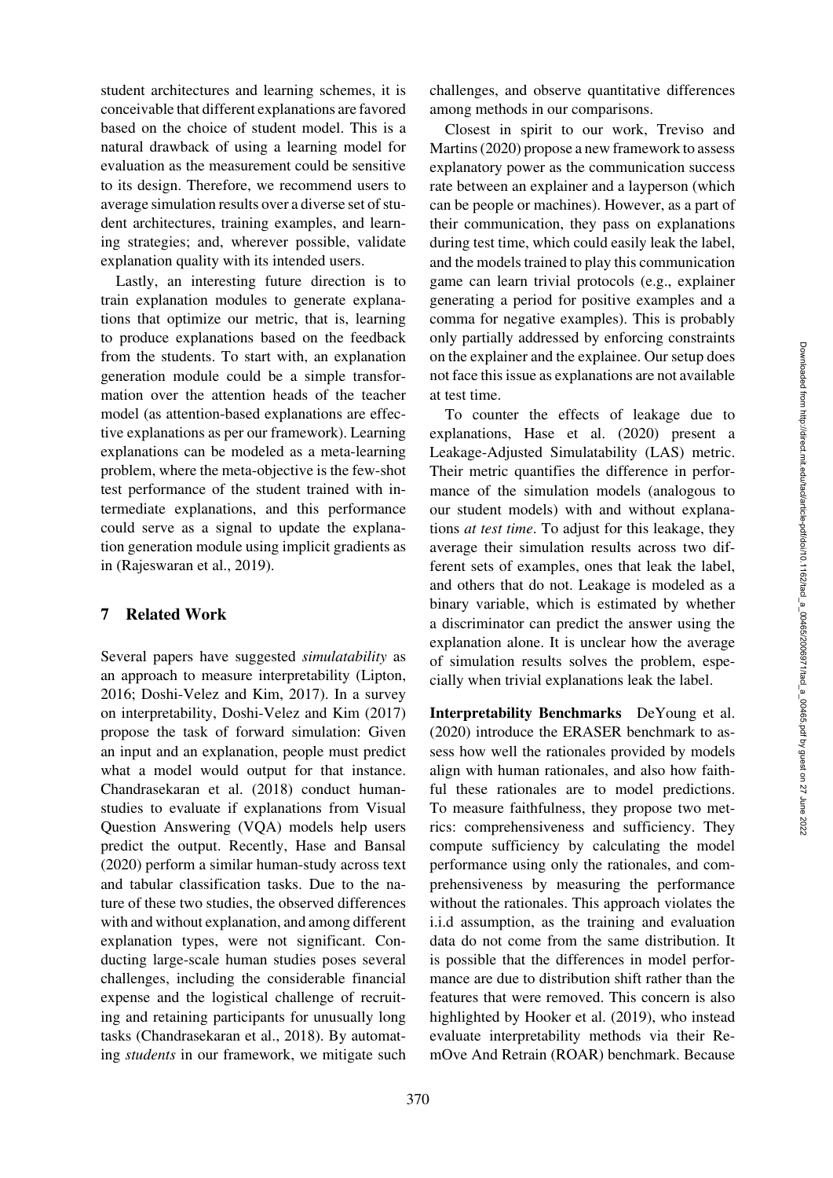student architectures and learning schemes, it is conceivable that different explanations are favored based on the choice of student model. This is a natural drawback of using a learning model for evaluation as the measurement could be sensitive to its design. Therefore, we recommend users to average simulation results over a diverse set of student architectures, training examples, and learning strategies; and, wherever possible, validate explanation quality with its intended users.

Lastly, an interesting future direction is to train explanation modules to generate explanations that optimize our metric, that is, learning to produce explanations based on the feedback from the students. To start with, an explanation generation module could be a simple transformation over the attention heads of the teacher model (as attention-based explanations are effective explanations as per our framework). Learning explanations can be modeled as a meta-learning problem, where the meta-objective is the few-shot test performance of the student trained with intermediate explanations, and this performance could serve as a signal to update the explanation generation module using implicit gradients as in (Rajeswaran et al., 2019).

## 7 Related Work

Several papers have suggested *simulatability* as an approach to measure interpretability (Lipton, 2016; Doshi-Velez and Kim, 2017). In a survey on interpretability, Doshi-Velez and Kim (2017) propose the task of forward simulation: Given an input and an explanation, people must predict what a model would output for that instance. Chandrasekaran et al. (2018) conduct human-studies to evaluate if explanations from Visual Question Answering (VQA) models help users predict the output. Recently, Hase and Bansal (2020) perform a similar human-study across text and tabular classification tasks. Due to the nature of these two studies, the observed differences with and without explanation, and among different explanation types, were not significant. Conducting large-scale human studies poses several challenges, including the considerable financial expense and the logistical challenge of recruiting and retaining participants for unusually long tasks (Chandrasekaran et al., 2018). By automating *students* in our framework, we mitigate such challenges, and observe quantitative differences among methods in our comparisons.

Closest in spirit to our work, Treviso and Martins (2020) propose a new framework to assess explanatory power as the communication success rate between an explainer and a layperson (which can be people or machines). However, as a part of their communication, they pass on explanations during test time, which could easily leak the label, and the models trained to play this communication game can learn trivial protocols (e.g., explainer generating a period for positive examples and a comma for negative examples). This is probably only partially addressed by enforcing constraints on the explainer and the explainee. Our setup does not face this issue as explanations are not available at test time.

To counter the effects of leakage due to explanations, Hase et al. (2020) present a Leakage-Adjusted Simulatability (LAS) metric. Their metric quantifies the difference in performance of the simulation models (analogous to our student models) with and without explanations *at test time*. To adjust for this leakage, they average their simulation results across two different sets of examples, ones that leak the label, and others that do not. Leakage is modeled as a binary variable, which is estimated by whether a discriminator can predict the answer using the explanation alone. It is unclear how the average of simulation results solves the problem, especially when trivial explanations leak the label.

**Interpretability Benchmarks** DeYoung et al. (2020) introduce the ERASER benchmark to assess how well the rationales provided by models align with human rationales, and also how faithful these rationales are to model predictions. To measure faithfulness, they propose two metrics: comprehensiveness and sufficiency. They compute sufficiency by calculating the model performance using only the rationales, and comprehensiveness by measuring the performance without the rationales. This approach violates the i.i.d assumption, as the training and evaluation data do not come from the same distribution. It is possible that the differences in model performance are due to distribution shift rather than the features that were removed. This concern is also highlighted by Hooker et al. (2019), who instead evaluate interpretability methods via their RemOve And Retrain (ROAR) benchmark. Because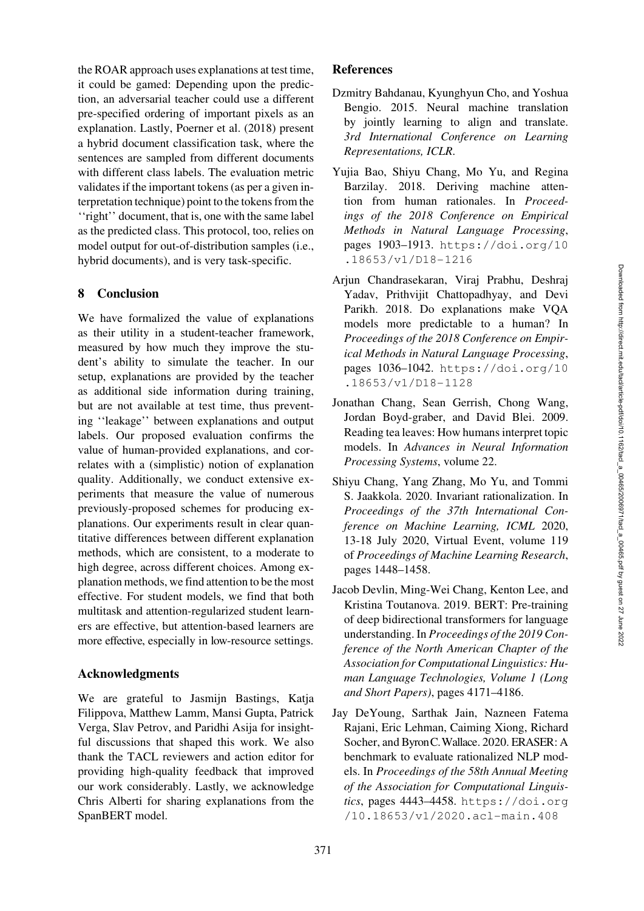the ROAR approach uses explanations at test time, it could be gamed: Depending upon the prediction, an adversarial teacher could use a different pre-specified ordering of important pixels as an explanation. Lastly, Poerner et al. (2018) present a hybrid document classification task, where the sentences are sampled from different documents with different class labels. The evaluation metric validates if the important tokens (as per a given interpretation technique) point to the tokens from the ''right'' document, that is, one with the same label as the predicted class. This protocol, too, relies on model output for out-of-distribution samples (i.e., hybrid documents), and is very task-specific.

## 8 Conclusion

We have formalized the value of explanations as their utility in a student-teacher framework, measured by how much they improve the student's ability to simulate the teacher. In our setup, explanations are provided by the teacher as additional side information during training, but are not available at test time, thus preventing ''leakage'' between explanations and output labels. Our proposed evaluation confirms the value of human-provided explanations, and correlates with a (simplistic) notion of explanation quality. Additionally, we conduct extensive experiments that measure the value of numerous previously-proposed schemes for producing explanations. Our experiments result in clear quantitative differences between different explanation methods, which are consistent, to a moderate to high degree, across different choices. Among explanation methods, we find attention to be the most effective. For student models, we find that both multitask and attention-regularized student learners are effective, but attention-based learners are more effective, especially in low-resource settings.

## Acknowledgments

We are grateful to Jasmijn Bastings, Katja Filippova, Matthew Lamm, Mansi Gupta, Patrick Verga, Slav Petrov, and Paridhi Asija for insightful discussions that shaped this work. We also thank the TACL reviewers and action editor for providing high-quality feedback that improved our work considerably. Lastly, we acknowledge Chris Alberti for sharing explanations from the SpanBERT model.

## References

Dzmitry Bahdanau, Kyunghyun Cho, and Yoshua Bengio. 2015. Neural machine translation by jointly learning to align and translate. *3rd International Conference on Learning Representations, ICLR*.

Yujia Bao, Shiyu Chang, Mo Yu, and Regina Barzilay. 2018. Deriving machine attention from human rationales. In *Proceedings of the 2018 Conference on Empirical Methods in Natural Language Processing*, pages 1903–1913. https://doi.org/10.18653/v1/D18-1216

Arjun Chandrasekaran, Viraj Prabhu, Deshraj Yadav, Prithvijit Chattopadhyay, and Devi Parikh. 2018. Do explanations make VQA models more predictable to a human? In *Proceedings of the 2018 Conference on Empirical Methods in Natural Language Processing*, pages 1036–1042. https://doi.org/10.18653/v1/D18-1128

Jonathan Chang, Sean Gerrish, Chong Wang, Jordan Boyd-graber, and David Blei. 2009. Reading tea leaves: How humans interpret topic models. In *Advances in Neural Information Processing Systems*, volume 22.

Shiyu Chang, Yang Zhang, Mo Yu, and Tommi S. Jaakkola. 2020. Invariant rationalization. In *Proceedings of the 37th International Conference on Machine Learning, ICML* 2020, 13-18 July 2020, Virtual Event, volume 119 of *Proceedings of Machine Learning Research*, pages 1448–1458.

Jacob Devlin, Ming-Wei Chang, Kenton Lee, and Kristina Toutanova. 2019. BERT: Pre-training of deep bidirectional transformers for language understanding. In *Proceedings of the 2019 Conference of the North American Chapter of the Association for Computational Linguistics: Human Language Technologies, Volume 1 (Long and Short Papers)*, pages 4171–4186.

Jay DeYoung, Sarthak Jain, Nazneen Fatema Rajani, Eric Lehman, Caiming Xiong, Richard Socher, and Byron C. Wallace. 2020. ERASER: A benchmark to evaluate rationalized NLP models. In *Proceedings of the 58th Annual Meeting of the Association for Computational Linguistics*, pages 4443–4458. https://doi.org/10.18653/v1/2020.acl-main.408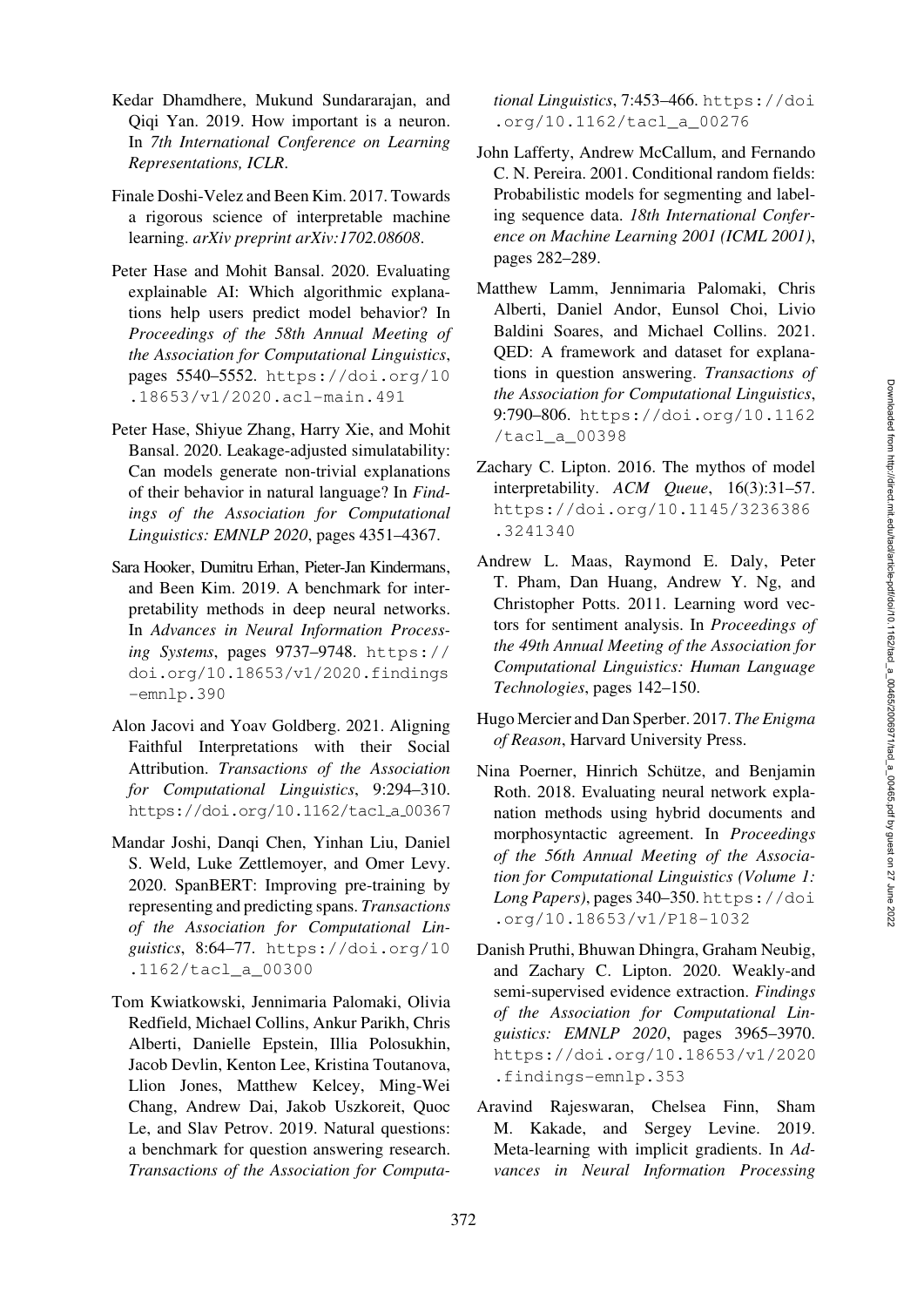Kedar Dhamdhere, Mukund Sundararajan, and Qiqi Yan. 2019. How important is a neuron. In *7th International Conference on Learning Representations, ICLR*.

Finale Doshi-Velez and Been Kim. 2017. Towards a rigorous science of interpretable machine learning. *arXiv preprint arXiv:1702.08608*.

Peter Hase and Mohit Bansal. 2020. Evaluating explainable AI: Which algorithmic explanations help users predict model behavior? In *Proceedings of the 58th Annual Meeting of the Association for Computational Linguistics*, pages 5540–5552. https://doi.org/10.18653/v1/2020.acl-main.491

Peter Hase, Shiyue Zhang, Harry Xie, and Mohit Bansal. 2020. Leakage-adjusted simulatability: Can models generate non-trivial explanations of their behavior in natural language? In *Findings of the Association for Computational Linguistics: EMNLP 2020*, pages 4351–4367.

Sara Hooker, Dumitru Erhan, Pieter-Jan Kindermans, and Been Kim. 2019. A benchmark for interpretability methods in deep neural networks. In *Advances in Neural Information Processing Systems*, pages 9737–9748. https://doi.org/10.18653/v1/2020.findings-emnlp.390

Alon Jacovi and Yoav Goldberg. 2021. Aligning Faithful Interpretations with their Social Attribution. *Transactions of the Association for Computational Linguistics*, 9:294–310. https://doi.org/10.1162/tacl_a_00367

Mandar Joshi, Danqi Chen, Yinhan Liu, Daniel S. Weld, Luke Zettlemoyer, and Omer Levy. 2020. SpanBERT: Improving pre-training by representing and predicting spans. *Transactions of the Association for Computational Linguistics*, 8:64–77. https://doi.org/10.1162/tacl_a_00300

Tom Kwiatkowski, Jennimaria Palomaki, Olivia Redfield, Michael Collins, Ankur Parikh, Chris Alberti, Danielle Epstein, Illia Polosukhin, Jacob Devlin, Kenton Lee, Kristina Toutanova, Llion Jones, Matthew Kelcey, Ming-Wei Chang, Andrew Dai, Jakob Uszkoreit, Quoc Le, and Slav Petrov. 2019. Natural questions: a benchmark for question answering research. *Transactions of the Association for Computational Linguistics*, 7:453–466. https://doi.org/10.1162/tacl_a_00276

John Lafferty, Andrew McCallum, and Fernando C. N. Pereira. 2001. Conditional random fields: Probabilistic models for segmenting and labeling sequence data. *18th International Conference on Machine Learning 2001 (ICML 2001)*, pages 282–289.

Matthew Lamm, Jennimaria Palomaki, Chris Alberti, Daniel Andor, Eunsol Choi, Livio Baldini Soares, and Michael Collins. 2021. QED: A framework and dataset for explanations in question answering. *Transactions of the Association for Computational Linguistics*, 9:790–806. https://doi.org/10.1162/tacl_a_00398

Zachary C. Lipton. 2016. The mythos of model interpretability. *ACM Queue*, 16(3):31–57. https://doi.org/10.1145/3236386.3241340

Andrew L. Maas, Raymond E. Daly, Peter T. Pham, Dan Huang, Andrew Y. Ng, and Christopher Potts. 2011. Learning word vectors for sentiment analysis. In *Proceedings of the 49th Annual Meeting of the Association for Computational Linguistics: Human Language Technologies*, pages 142–150.

Hugo Mercier and Dan Sperber. 2017. *The Enigma of Reason*, Harvard University Press.

Nina Poerner, Hinrich Schütze, and Benjamin Roth. 2018. Evaluating neural network explanation methods using hybrid documents and morphosyntactic agreement. In *Proceedings of the 56th Annual Meeting of the Association for Computational Linguistics (Volume 1: Long Papers)*, pages 340–350. https://doi.org/10.18653/v1/P18-1032

Danish Pruthi, Bhuwan Dhingra, Graham Neubig, and Zachary C. Lipton. 2020. Weakly-and semi-supervised evidence extraction. *Findings of the Association for Computational Linguistics: EMNLP 2020*, pages 3965–3970. https://doi.org/10.18653/v1/2020.findings-emnlp.353

Aravind Rajeswaran, Chelsea Finn, Sham M. Kakade, and Sergey Levine. 2019. Meta-learning with implicit gradients. In *Advances in Neural Information Processing*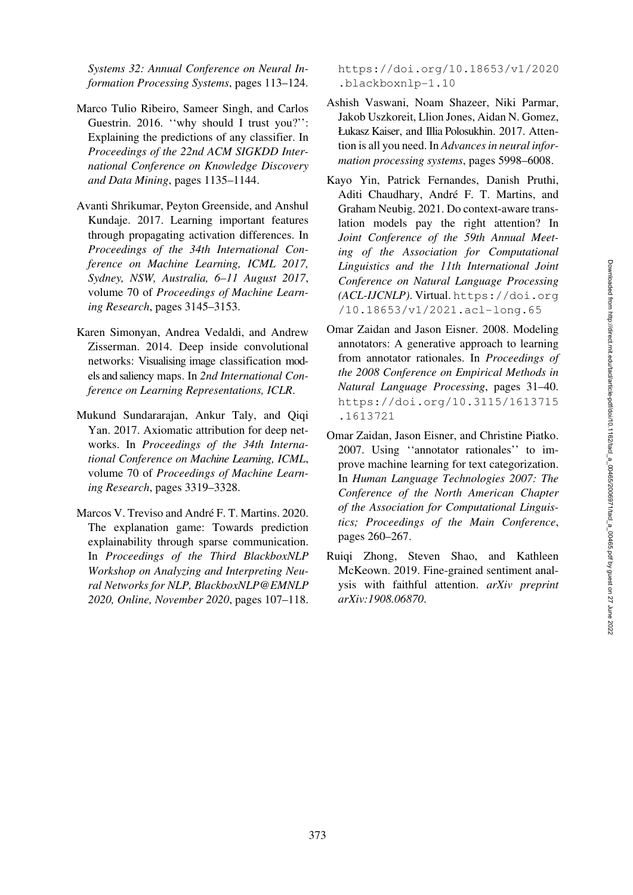*Systems 32: Annual Conference on Neural Information Processing Systems*, pages 113–124.

Marco Tulio Ribeiro, Sameer Singh, and Carlos Guestrin. 2016. ''why should I trust you?'': Explaining the predictions of any classifier. In *Proceedings of the 22nd ACM SIGKDD International Conference on Knowledge Discovery and Data Mining*, pages 1135–1144.

Avanti Shrikumar, Peyton Greenside, and Anshul Kundaje. 2017. Learning important features through propagating activation differences. In *Proceedings of the 34th International Conference on Machine Learning, ICML 2017, Sydney, NSW, Australia, 6–11 August 2017*, volume 70 of *Proceedings of Machine Learning Research*, pages 3145–3153.

Karen Simonyan, Andrea Vedaldi, and Andrew Zisserman. 2014. Deep inside convolutional networks: Visualising image classification models and saliency maps. In *2nd International Conference on Learning Representations, ICLR*.

Mukund Sundararajan, Ankur Taly, and Qiqi Yan. 2017. Axiomatic attribution for deep networks. In *Proceedings of the 34th International Conference on Machine Learning, ICML*, volume 70 of *Proceedings of Machine Learning Research*, pages 3319–3328.

Marcos V. Treviso and André F. T. Martins. 2020. The explanation game: Towards prediction explainability through sparse communication. In *Proceedings of the Third BlackboxNLP Workshop on Analyzing and Interpreting Neural Networks for NLP, BlackboxNLP@EMNLP 2020, Online, November 2020*, pages 107–118. https://doi.org/10.18653/v1/2020.blackboxnlp-1.10

Ashish Vaswani, Noam Shazeer, Niki Parmar, Jakob Uszkoreit, Llion Jones, Aidan N. Gomez, Łukasz Kaiser, and Illia Polosukhin. 2017. Attention is all you need. In *Advances in neural information processing systems*, pages 5998–6008.

Kayo Yin, Patrick Fernandes, Danish Pruthi, Aditi Chaudhary, André F. T. Martins, and Graham Neubig. 2021. Do context-aware translation models pay the right attention? In *Joint Conference of the 59th Annual Meeting of the Association for Computational Linguistics and the 11th International Joint Conference on Natural Language Processing (ACL-IJCNLP)*. Virtual. https://doi.org/10.18653/v1/2021.acl-long.65

Omar Zaidan and Jason Eisner. 2008. Modeling annotators: A generative approach to learning from annotator rationales. In *Proceedings of the 2008 Conference on Empirical Methods in Natural Language Processing*, pages 31–40. https://doi.org/10.3115/1613715.1613721

Omar Zaidan, Jason Eisner, and Christine Piatko. 2007. Using ''annotator rationales'' to improve machine learning for text categorization. In *Human Language Technologies 2007: The Conference of the North American Chapter of the Association for Computational Linguistics; Proceedings of the Main Conference*, pages 260–267.

Ruiqi Zhong, Steven Shao, and Kathleen McKeown. 2019. Fine-grained sentiment analysis with faithful attention. *arXiv preprint arXiv:1908.06870*.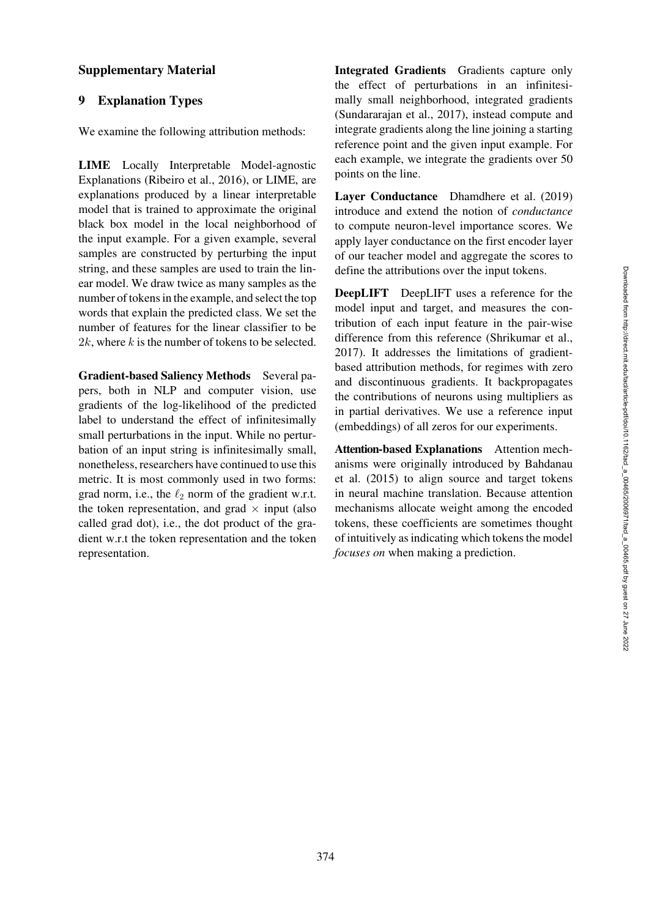## Supplementary Material

## 9 Explanation Types

We examine the following attribution methods:

**LIME** Locally Interpretable Model-agnostic Explanations (Ribeiro et al., 2016), or LIME, are explanations produced by a linear interpretable model that is trained to approximate the original black box model in the local neighborhood of the input example. For a given example, several samples are constructed by perturbing the input string, and these samples are used to train the linear model. We draw twice as many samples as the number of tokens in the example, and select the top words that explain the predicted class. We set the number of features for the linear classifier to be $2k$, where $k$ is the number of tokens to be selected.

**Gradient-based Saliency Methods** Several papers, both in NLP and computer vision, use gradients of the log-likelihood of the predicted label to understand the effect of infinitesimally small perturbations in the input. While no perturbation of an input string is infinitesimally small, nonetheless, researchers have continued to use this metric. It is most commonly used in two forms: grad norm, i.e., the $\ell_2$ norm of the gradient w.r.t. the token representation, and grad $\times$ input (also called grad dot), i.e., the dot product of the gradient w.r.t the token representation and the token representation.

**Integrated Gradients** Gradients capture only the effect of perturbations in an infinitesimally small neighborhood, integrated gradients (Sundararajan et al., 2017), instead compute and integrate gradients along the line joining a starting reference point and the given input example. For each example, we integrate the gradients over 50 points on the line.

**Layer Conductance** Dhamdhere et al. (2019) introduce and extend the notion of *conductance* to compute neuron-level importance scores. We apply layer conductance on the first encoder layer of our teacher model and aggregate the scores to define the attributions over the input tokens.

**DeepLIFT** DeepLIFT uses a reference for the model input and target, and measures the contribution of each input feature in the pair-wise difference from this reference (Shrikumar et al., 2017). It addresses the limitations of gradient-based attribution methods, for regimes with zero and discontinuous gradients. It backpropagates the contributions of neurons using multipliers as in partial derivatives. We use a reference input (embeddings) of all zeros for our experiments.

**Attention-based Explanations** Attention mechanisms were originally introduced by Bahdanau et al. (2015) to align source and target tokens in neural machine translation. Because attention mechanisms allocate weight among the encoded tokens, these coefficients are sometimes thought of intuitively as indicating which tokens the model *focuses on* when making a prediction.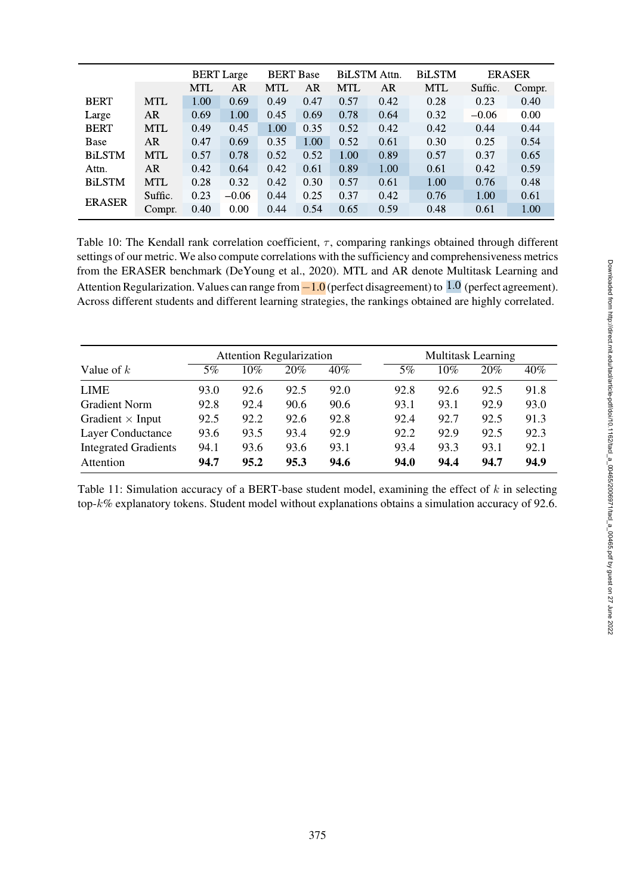| | | BERT Large | | BERT Base | | BiLSTM Attn. | | BiLSTM | ERASER | |
|---|---|---|---|---|---|---|---|---|---|---|
| | | MTL | AR | MTL | AR | MTL | AR | MTL | Suffic. | Compr. |
| BERT Large | MTL | 1.00 | 0.69 | 0.49 | 0.47 | 0.57 | 0.42 | 0.28 | 0.23 | 0.40 |
| | AR | 0.69 | 1.00 | 0.45 | 0.69 | 0.78 | 0.64 | 0.32 | −0.06 | 0.00 |
| BERT Base | MTL | 0.49 | 0.45 | 1.00 | 0.35 | 0.52 | 0.42 | 0.42 | 0.44 | 0.44 |
| | AR | 0.47 | 0.69 | 0.35 | 1.00 | 0.52 | 0.61 | 0.30 | 0.25 | 0.54 |
| BiLSTM Attn. | MTL | 0.57 | 0.78 | 0.52 | 0.52 | 1.00 | 0.89 | 0.57 | 0.37 | 0.65 |
| | AR | 0.42 | 0.64 | 0.42 | 0.61 | 0.89 | 1.00 | 0.61 | 0.42 | 0.59 |
| BiLSTM | MTL | 0.28 | 0.32 | 0.42 | 0.30 | 0.57 | 0.61 | 1.00 | 0.76 | 0.48 |
| ERASER | Suffic. | 0.23 | −0.06 | 0.44 | 0.25 | 0.37 | 0.42 | 0.76 | 1.00 | 0.61 |
| | Compr. | 0.40 | 0.00 | 0.44 | 0.54 | 0.65 | 0.59 | 0.48 | 0.61 | 1.00 |

Table 10: The Kendall rank correlation coefficient, $\tau$, comparing rankings obtained through different settings of our metric. We also compute correlations with the sufficiency and comprehensiveness metrics from the ERASER benchmark (DeYoung et al., 2020). MTL and AR denote Multitask Learning and Attention Regularization. Values can range from −1.0 (perfect disagreement) to 1.0 (perfect agreement). Across different students and different learning strategies, the rankings obtained are highly correlated.

| | Attention Regularization | | | | Multitask Learning | | | |
|---|---|---|---|---|---|---|---|---|
| Value of $k$ | 5% | 10% | 20% | 40% | 5% | 10% | 20% | 40% |
| LIME | 93.0 | 92.6 | 92.5 | 92.0 | 92.8 | 92.6 | 92.5 | 91.8 |
| Gradient Norm | 92.8 | 92.4 | 90.6 | 90.6 | 93.1 | 93.1 | 92.9 | 93.0 |
| Gradient $\times$ Input | 92.5 | 92.2 | 92.6 | 92.8 | 92.4 | 92.7 | 92.5 | 91.3 |
| Layer Conductance | 93.6 | 93.5 | 93.4 | 92.9 | 92.2 | 92.9 | 92.5 | 92.3 |
| Integrated Gradients | 94.1 | 93.6 | 93.6 | 93.1 | 93.4 | 93.3 | 93.1 | 92.1 |
| Attention | **94.7** | **95.2** | **95.3** | **94.6** | **94.0** | **94.4** | **94.7** | **94.9** |

Table 11: Simulation accuracy of a BERT-base student model, examining the effect of $k$ in selecting top-$k$% explanatory tokens. Student model without explanations obtains a simulation accuracy of 92.6.